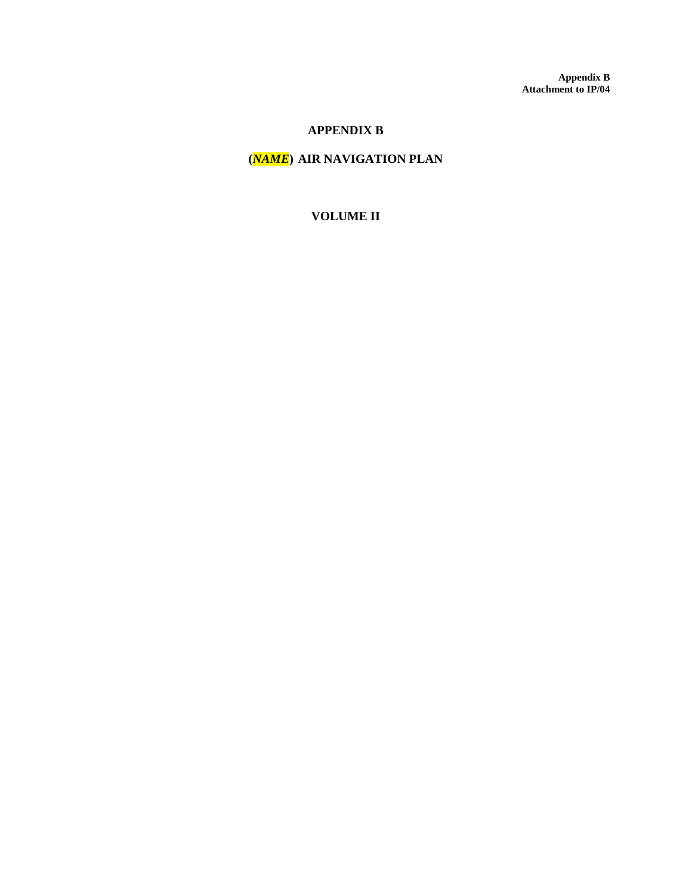**Appendix B**
**Attachment to IP/04**

# APPENDIX B

# (*NAME*) AIR NAVIGATION PLAN

# VOLUME II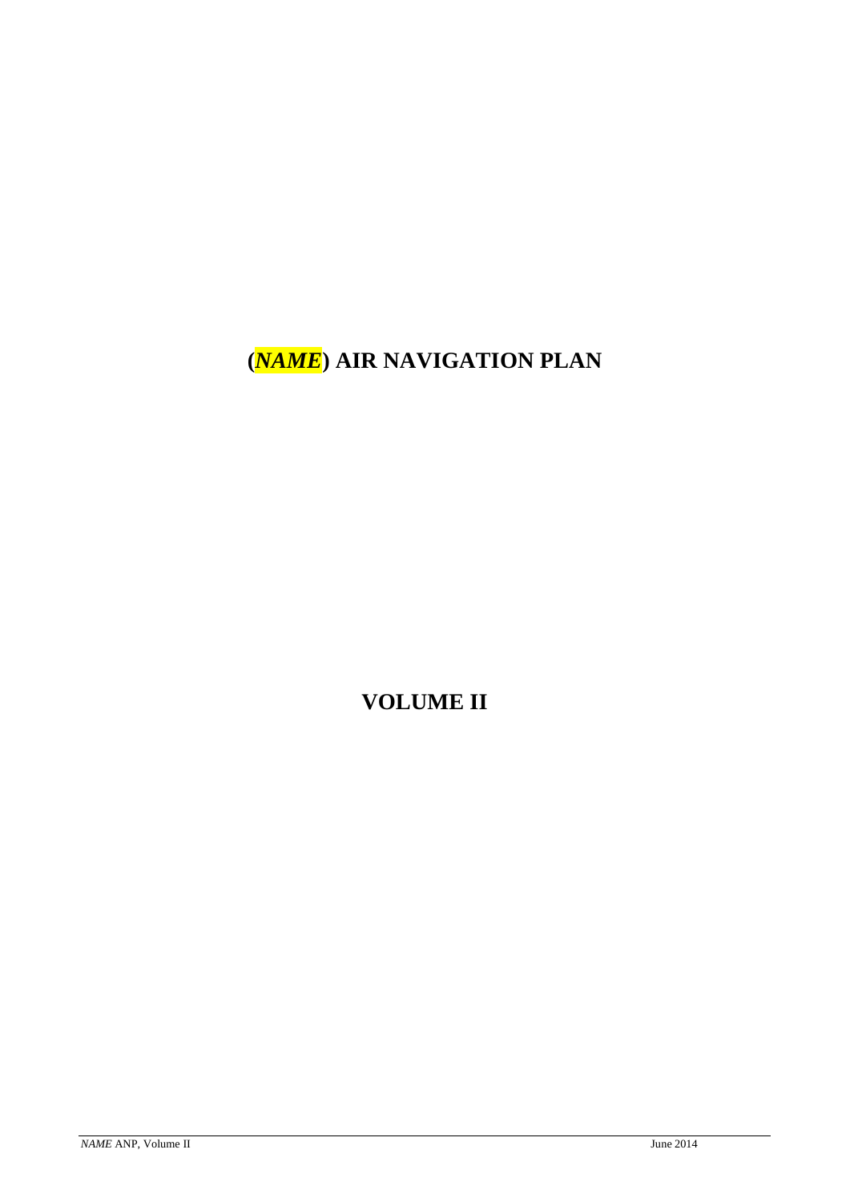# (*NAME*) AIR NAVIGATION PLAN

# VOLUME II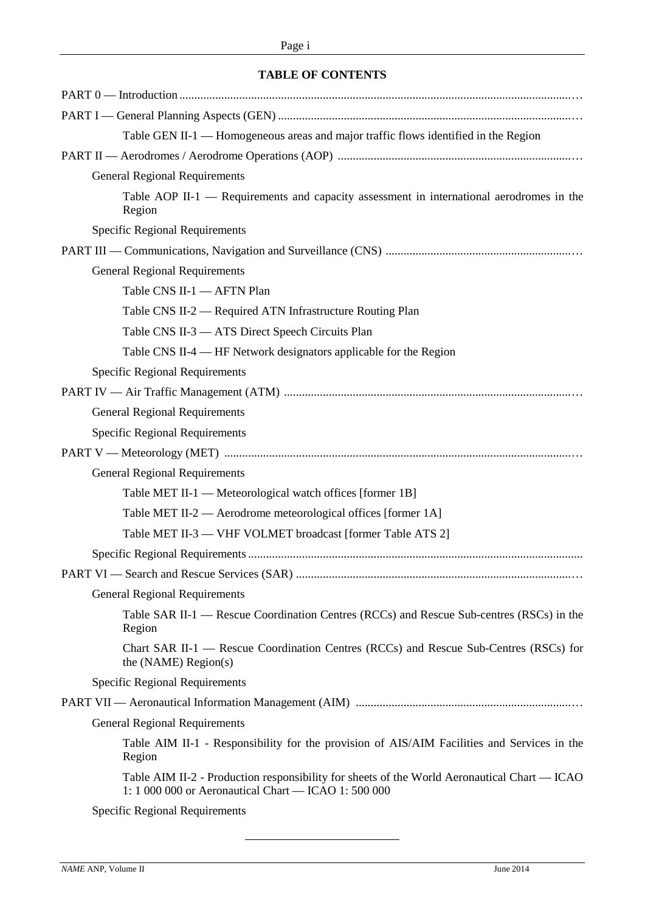**TABLE OF CONTENTS**

PART 0 — Introduction ....

PART I — General Planning Aspects (GEN) ....

- Table GEN II-1 — Homogeneous areas and major traffic flows identified in the Region

PART II — Aerodromes / Aerodrome Operations (AOP) ....

- General Regional Requirements
  - Table AOP II-1 — Requirements and capacity assessment in international aerodromes in the Region
- Specific Regional Requirements

PART III — Communications, Navigation and Surveillance (CNS) ....

- General Regional Requirements
  - Table CNS II-1 — AFTN Plan
  - Table CNS II-2 — Required ATN Infrastructure Routing Plan
  - Table CNS II-3 — ATS Direct Speech Circuits Plan
  - Table CNS II-4 — HF Network designators applicable for the Region
- Specific Regional Requirements

PART IV — Air Traffic Management (ATM) ....

- General Regional Requirements
- Specific Regional Requirements

PART V — Meteorology (MET) ....

- General Regional Requirements
  - Table MET II-1 — Meteorological watch offices [former 1B]
  - Table MET II-2 — Aerodrome meteorological offices [former 1A]
  - Table MET II-3 — VHF VOLMET broadcast [former Table ATS 2]
- Specific Regional Requirements ....

PART VI — Search and Rescue Services (SAR) ....

- General Regional Requirements
  - Table SAR II-1 — Rescue Coordination Centres (RCCs) and Rescue Sub-centres (RSCs) in the Region
  - Chart SAR II-1 — Rescue Coordination Centres (RCCs) and Rescue Sub-Centres (RSCs) for the (NAME) Region(s)
- Specific Regional Requirements

PART VII — Aeronautical Information Management (AIM) ....

- General Regional Requirements
  - Table AIM II-1 - Responsibility for the provision of AIS/AIM Facilities and Services in the Region
  - Table AIM II-2 - Production responsibility for sheets of the World Aeronautical Chart — ICAO 1: 1 000 000 or Aeronautical Chart — ICAO 1: 500 000
- Specific Regional Requirements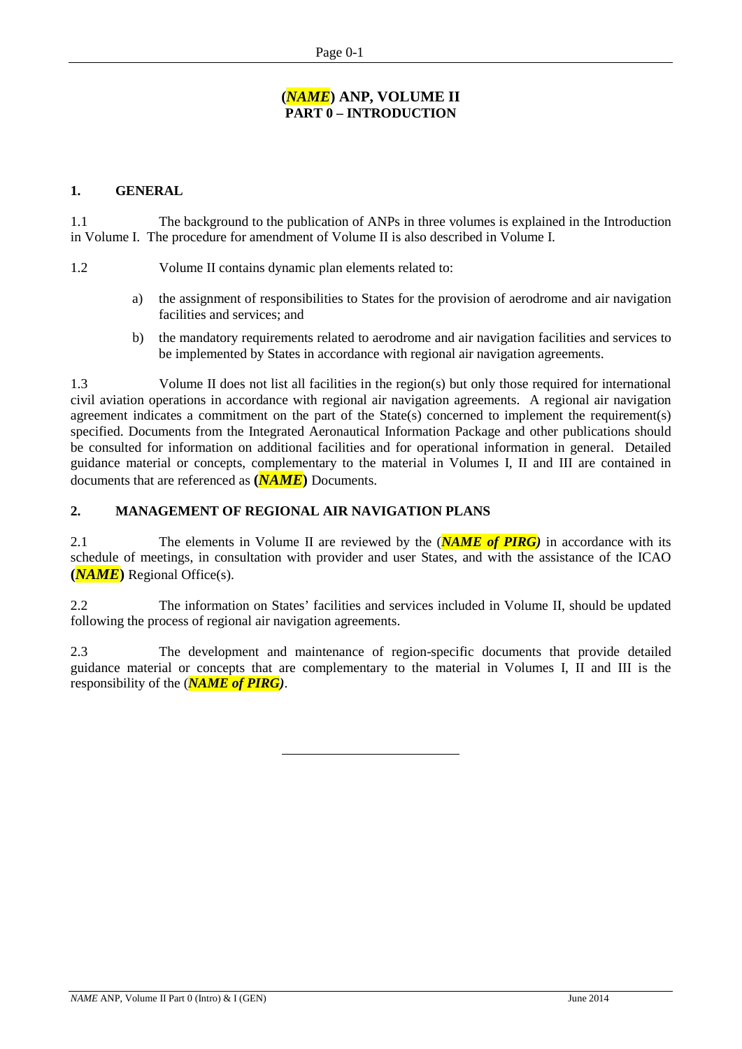# (*NAME*) ANP, VOLUME II
## PART 0 – INTRODUCTION

### 1. GENERAL

1.1 The background to the publication of ANPs in three volumes is explained in the Introduction in Volume I. The procedure for amendment of Volume II is also described in Volume I.

1.2 Volume II contains dynamic plan elements related to:

a) the assignment of responsibilities to States for the provision of aerodrome and air navigation facilities and services; and

b) the mandatory requirements related to aerodrome and air navigation facilities and services to be implemented by States in accordance with regional air navigation agreements.

1.3 Volume II does not list all facilities in the region(s) but only those required for international civil aviation operations in accordance with regional air navigation agreements. A regional air navigation agreement indicates a commitment on the part of the State(s) concerned to implement the requirement(s) specified. Documents from the Integrated Aeronautical Information Package and other publications should be consulted for information on additional facilities and for operational information in general. Detailed guidance material or concepts, complementary to the material in Volumes I, II and III are contained in documents that are referenced as **(*NAME*)** Documents.

### 2. MANAGEMENT OF REGIONAL AIR NAVIGATION PLANS

2.1 The elements in Volume II are reviewed by the (***NAME of PIRG***) in accordance with its schedule of meetings, in consultation with provider and user States, and with the assistance of the ICAO **(*NAME*)** Regional Office(s).

2.2 The information on States' facilities and services included in Volume II, should be updated following the process of regional air navigation agreements.

2.3 The development and maintenance of region-specific documents that provide detailed guidance material or concepts that are complementary to the material in Volumes I, II and III is the responsibility of the (***NAME of PIRG***).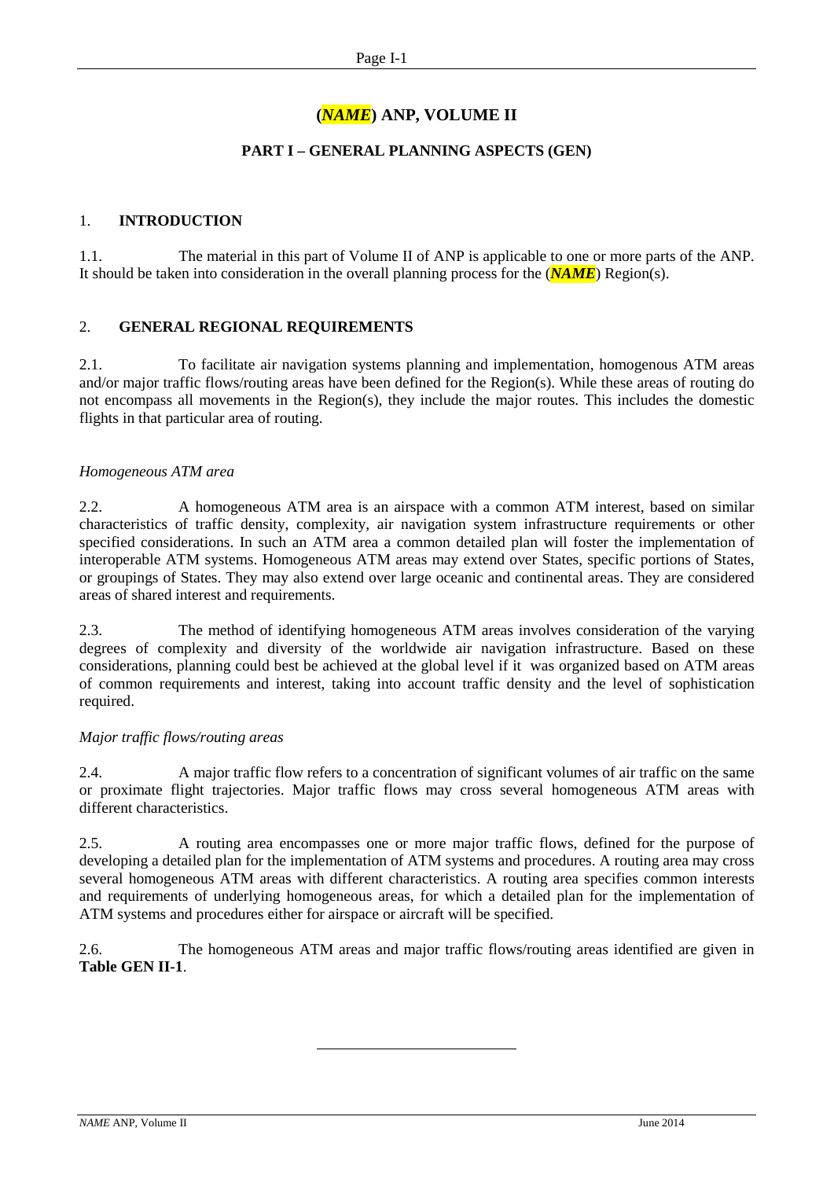# (*NAME*) ANP, VOLUME II

## PART I – GENERAL PLANNING ASPECTS (GEN)

### 1. INTRODUCTION

1.1. The material in this part of Volume II of ANP is applicable to one or more parts of the ANP. It should be taken into consideration in the overall planning process for the (***NAME***) Region(s).

### 2. GENERAL REGIONAL REQUIREMENTS

2.1. To facilitate air navigation systems planning and implementation, homogenous ATM areas and/or major traffic flows/routing areas have been defined for the Region(s). While these areas of routing do not encompass all movements in the Region(s), they include the major routes. This includes the domestic flights in that particular area of routing.

*Homogeneous ATM area*

2.2. A homogeneous ATM area is an airspace with a common ATM interest, based on similar characteristics of traffic density, complexity, air navigation system infrastructure requirements or other specified considerations. In such an ATM area a common detailed plan will foster the implementation of interoperable ATM systems. Homogeneous ATM areas may extend over States, specific portions of States, or groupings of States. They may also extend over large oceanic and continental areas. They are considered areas of shared interest and requirements.

2.3. The method of identifying homogeneous ATM areas involves consideration of the varying degrees of complexity and diversity of the worldwide air navigation infrastructure. Based on these considerations, planning could best be achieved at the global level if it was organized based on ATM areas of common requirements and interest, taking into account traffic density and the level of sophistication required.

*Major traffic flows/routing areas*

2.4. A major traffic flow refers to a concentration of significant volumes of air traffic on the same or proximate flight trajectories. Major traffic flows may cross several homogeneous ATM areas with different characteristics.

2.5. A routing area encompasses one or more major traffic flows, defined for the purpose of developing a detailed plan for the implementation of ATM systems and procedures. A routing area may cross several homogeneous ATM areas with different characteristics. A routing area specifies common interests and requirements of underlying homogeneous areas, for which a detailed plan for the implementation of ATM systems and procedures either for airspace or aircraft will be specified.

2.6. The homogeneous ATM areas and major traffic flows/routing areas identified are given in **Table GEN II-1**.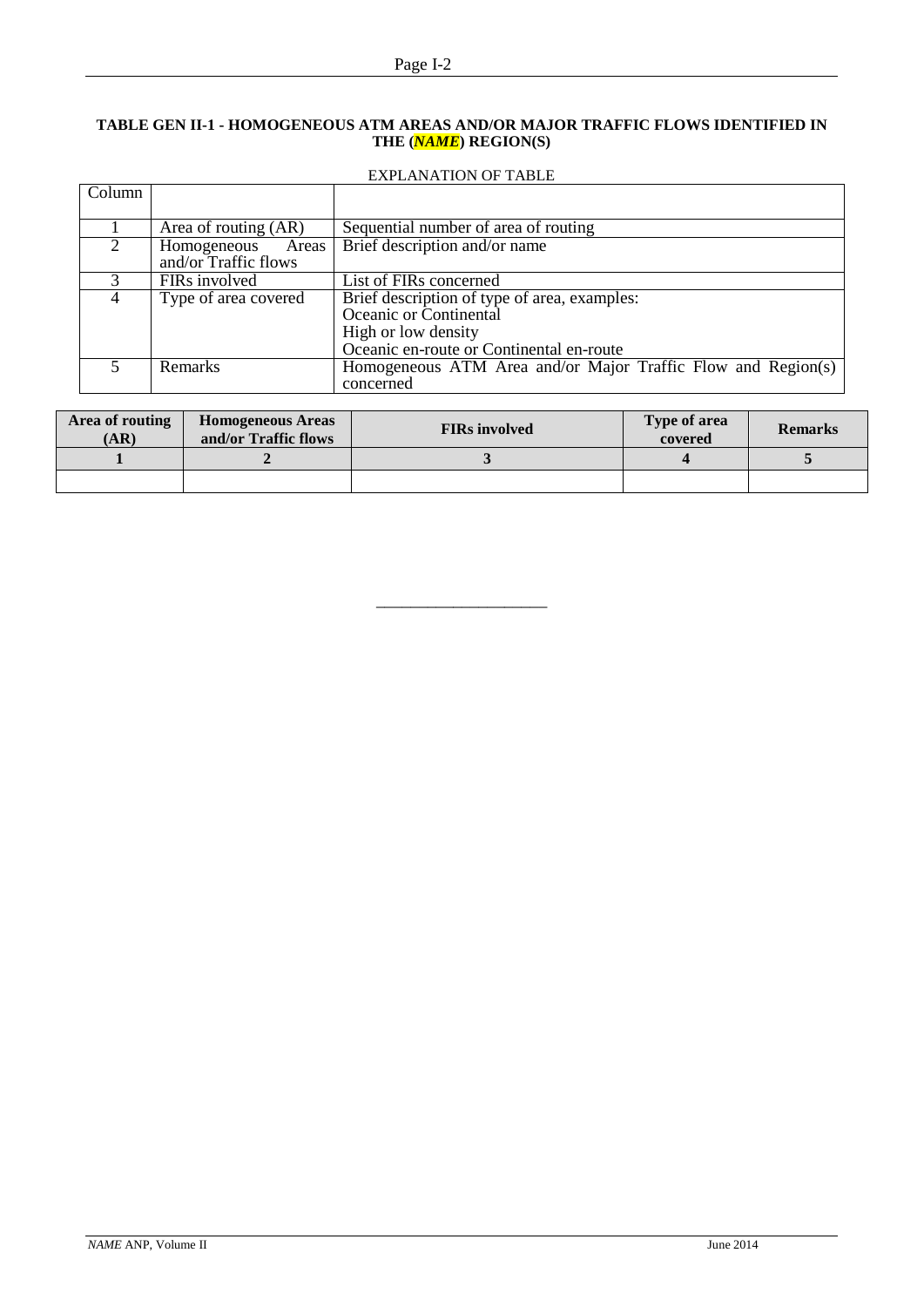**TABLE GEN II-1 - HOMOGENEOUS ATM AREAS AND/OR MAJOR TRAFFIC FLOWS IDENTIFIED IN THE (*NAME*) REGION(S)**

EXPLANATION OF TABLE

| Column | | |
|---|---|---|
| 1 | Area of routing (AR) | Sequential number of area of routing |
| 2 | Homogeneous Areas and/or Traffic flows | Brief description and/or name |
| 3 | FIRs involved | List of FIRs concerned |
| 4 | Type of area covered | Brief description of type of area, examples:<br>Oceanic or Continental<br>High or low density<br>Oceanic en-route or Continental en-route |
| 5 | Remarks | Homogeneous ATM Area and/or Major Traffic Flow and Region(s) concerned |

| Area of routing (AR) | Homogeneous Areas and/or Traffic flows | FIRs involved | Type of area covered | Remarks |
|---|---|---|---|---|
| **1** | **2** | **3** | **4** | **5** |
| | | | | |

---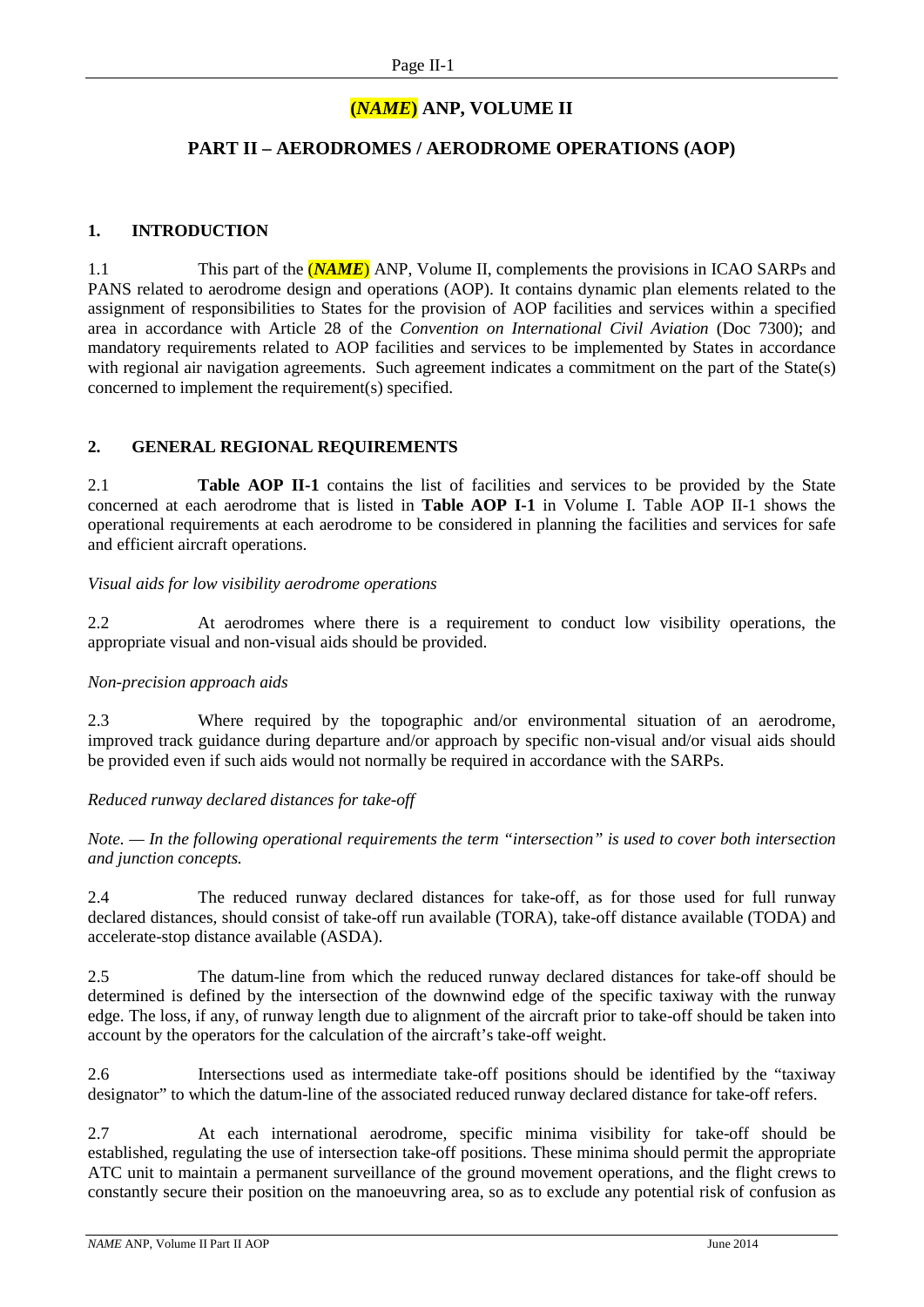# (*NAME*) ANP, VOLUME II

## PART II – AERODROMES / AERODROME OPERATIONS (AOP)

### 1. INTRODUCTION

1.1 This part of the (***NAME***) ANP, Volume II, complements the provisions in ICAO SARPs and PANS related to aerodrome design and operations (AOP). It contains dynamic plan elements related to the assignment of responsibilities to States for the provision of AOP facilities and services within a specified area in accordance with Article 28 of the *Convention on International Civil Aviation* (Doc 7300); and mandatory requirements related to AOP facilities and services to be implemented by States in accordance with regional air navigation agreements. Such agreement indicates a commitment on the part of the State(s) concerned to implement the requirement(s) specified.

### 2. GENERAL REGIONAL REQUIREMENTS

2.1 **Table AOP II-1** contains the list of facilities and services to be provided by the State concerned at each aerodrome that is listed in **Table AOP I-1** in Volume I. Table AOP II-1 shows the operational requirements at each aerodrome to be considered in planning the facilities and services for safe and efficient aircraft operations.

*Visual aids for low visibility aerodrome operations*

2.2 At aerodromes where there is a requirement to conduct low visibility operations, the appropriate visual and non-visual aids should be provided.

*Non-precision approach aids*

2.3 Where required by the topographic and/or environmental situation of an aerodrome, improved track guidance during departure and/or approach by specific non-visual and/or visual aids should be provided even if such aids would not normally be required in accordance with the SARPs.

*Reduced runway declared distances for take-off*

*Note. — In the following operational requirements the term "intersection" is used to cover both intersection and junction concepts.*

2.4 The reduced runway declared distances for take-off, as for those used for full runway declared distances, should consist of take-off run available (TORA), take-off distance available (TODA) and accelerate-stop distance available (ASDA).

2.5 The datum-line from which the reduced runway declared distances for take-off should be determined is defined by the intersection of the downwind edge of the specific taxiway with the runway edge. The loss, if any, of runway length due to alignment of the aircraft prior to take-off should be taken into account by the operators for the calculation of the aircraft's take-off weight.

2.6 Intersections used as intermediate take-off positions should be identified by the "taxiway designator" to which the datum-line of the associated reduced runway declared distance for take-off refers.

2.7 At each international aerodrome, specific minima visibility for take-off should be established, regulating the use of intersection take-off positions. These minima should permit the appropriate ATC unit to maintain a permanent surveillance of the ground movement operations, and the flight crews to constantly secure their position on the manoeuvring area, so as to exclude any potential risk of confusion as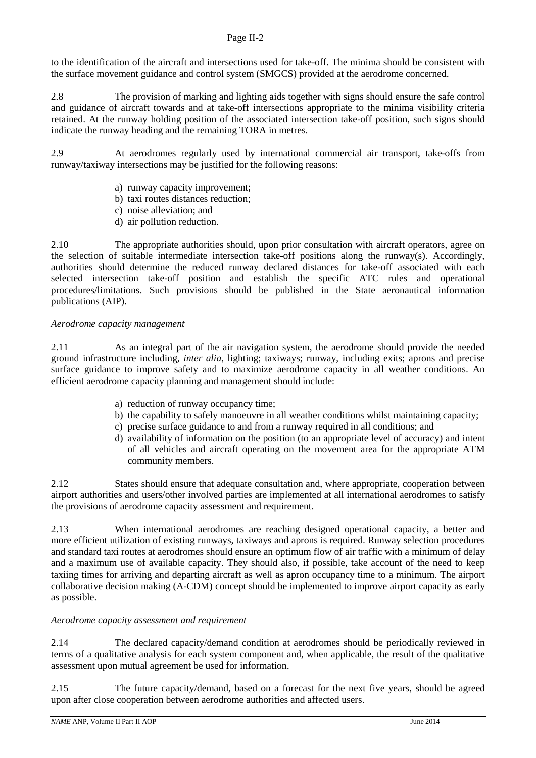to the identification of the aircraft and intersections used for take-off. The minima should be consistent with the surface movement guidance and control system (SMGCS) provided at the aerodrome concerned.

2.8 The provision of marking and lighting aids together with signs should ensure the safe control and guidance of aircraft towards and at take-off intersections appropriate to the minima visibility criteria retained. At the runway holding position of the associated intersection take-off position, such signs should indicate the runway heading and the remaining TORA in metres.

2.9 At aerodromes regularly used by international commercial air transport, take-offs from runway/taxiway intersections may be justified for the following reasons:

a) runway capacity improvement;
b) taxi routes distances reduction;
c) noise alleviation; and
d) air pollution reduction.

2.10 The appropriate authorities should, upon prior consultation with aircraft operators, agree on the selection of suitable intermediate intersection take-off positions along the runway(s). Accordingly, authorities should determine the reduced runway declared distances for take-off associated with each selected intersection take-off position and establish the specific ATC rules and operational procedures/limitations. Such provisions should be published in the State aeronautical information publications (AIP).

*Aerodrome capacity management*

2.11 As an integral part of the air navigation system, the aerodrome should provide the needed ground infrastructure including, *inter alia*, lighting; taxiways; runway, including exits; aprons and precise surface guidance to improve safety and to maximize aerodrome capacity in all weather conditions. An efficient aerodrome capacity planning and management should include:

a) reduction of runway occupancy time;
b) the capability to safely manoeuvre in all weather conditions whilst maintaining capacity;
c) precise surface guidance to and from a runway required in all conditions; and
d) availability of information on the position (to an appropriate level of accuracy) and intent of all vehicles and aircraft operating on the movement area for the appropriate ATM community members.

2.12 States should ensure that adequate consultation and, where appropriate, cooperation between airport authorities and users/other involved parties are implemented at all international aerodromes to satisfy the provisions of aerodrome capacity assessment and requirement.

2.13 When international aerodromes are reaching designed operational capacity, a better and more efficient utilization of existing runways, taxiways and aprons is required. Runway selection procedures and standard taxi routes at aerodromes should ensure an optimum flow of air traffic with a minimum of delay and a maximum use of available capacity. They should also, if possible, take account of the need to keep taxiing times for arriving and departing aircraft as well as apron occupancy time to a minimum. The airport collaborative decision making (A-CDM) concept should be implemented to improve airport capacity as early as possible.

*Aerodrome capacity assessment and requirement*

2.14 The declared capacity/demand condition at aerodromes should be periodically reviewed in terms of a qualitative analysis for each system component and, when applicable, the result of the qualitative assessment upon mutual agreement be used for information.

2.15 The future capacity/demand, based on a forecast for the next five years, should be agreed upon after close cooperation between aerodrome authorities and affected users.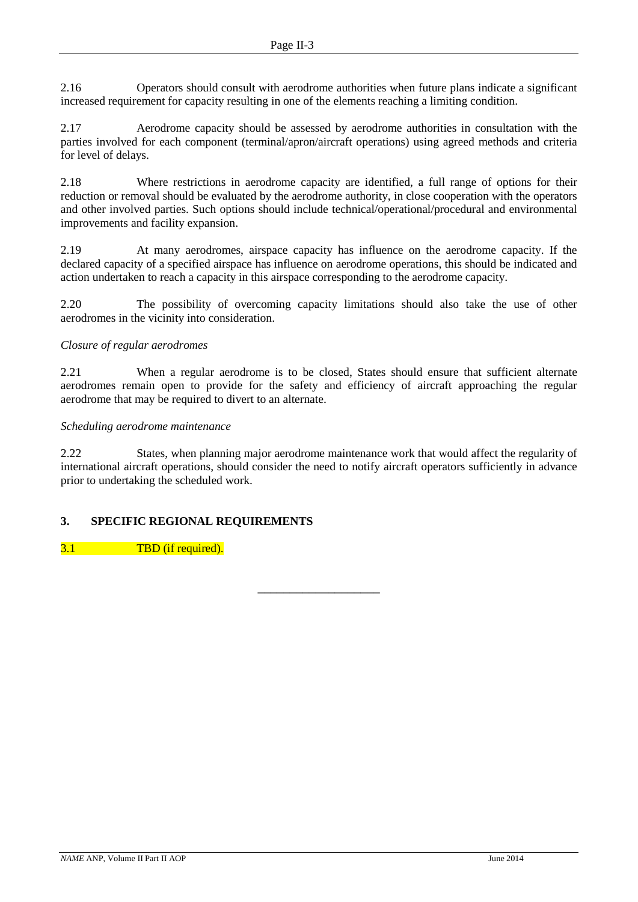2.16 Operators should consult with aerodrome authorities when future plans indicate a significant increased requirement for capacity resulting in one of the elements reaching a limiting condition.

2.17 Aerodrome capacity should be assessed by aerodrome authorities in consultation with the parties involved for each component (terminal/apron/aircraft operations) using agreed methods and criteria for level of delays.

2.18 Where restrictions in aerodrome capacity are identified, a full range of options for their reduction or removal should be evaluated by the aerodrome authority, in close cooperation with the operators and other involved parties. Such options should include technical/operational/procedural and environmental improvements and facility expansion.

2.19 At many aerodromes, airspace capacity has influence on the aerodrome capacity. If the declared capacity of a specified airspace has influence on aerodrome operations, this should be indicated and action undertaken to reach a capacity in this airspace corresponding to the aerodrome capacity.

2.20 The possibility of overcoming capacity limitations should also take the use of other aerodromes in the vicinity into consideration.

*Closure of regular aerodromes*

2.21 When a regular aerodrome is to be closed, States should ensure that sufficient alternate aerodromes remain open to provide for the safety and efficiency of aircraft approaching the regular aerodrome that may be required to divert to an alternate.

*Scheduling aerodrome maintenance*

2.22 States, when planning major aerodrome maintenance work that would affect the regularity of international aircraft operations, should consider the need to notify aircraft operators sufficiently in advance prior to undertaking the scheduled work.

## 3. SPECIFIC REGIONAL REQUIREMENTS

3.1 TBD (if required).

---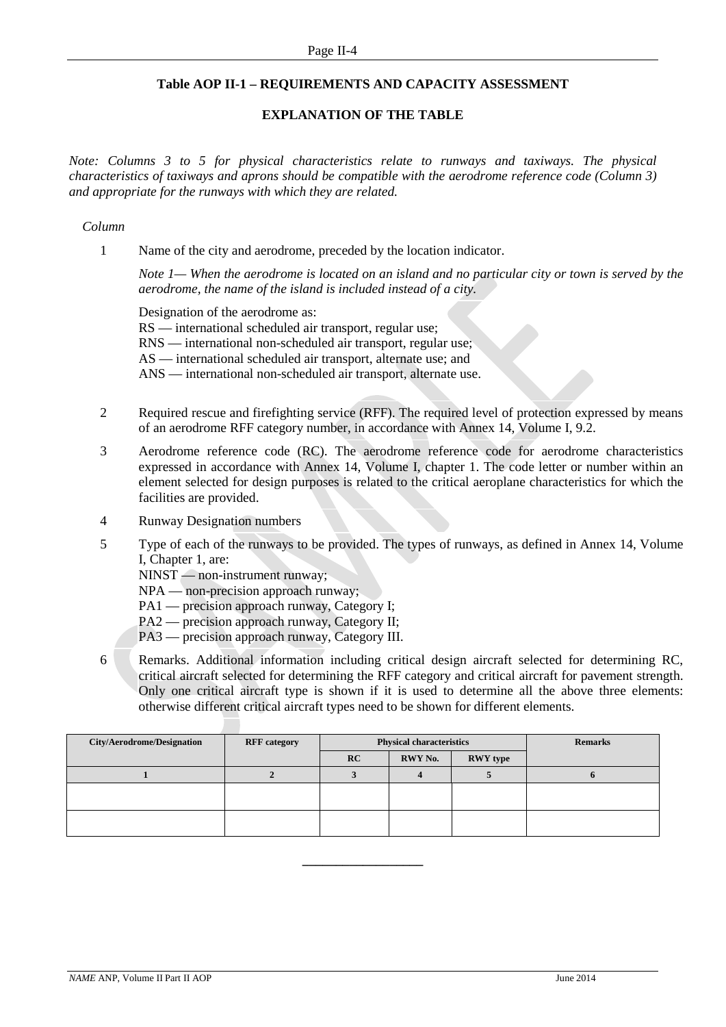### Table AOP II-1 – REQUIREMENTS AND CAPACITY ASSESSMENT

#### EXPLANATION OF THE TABLE

*Note: Columns 3 to 5 for physical characteristics relate to runways and taxiways. The physical characteristics of taxiways and aprons should be compatible with the aerodrome reference code (Column 3) and appropriate for the runways with which they are related.*

*Column*

1 Name of the city and aerodrome, preceded by the location indicator.

*Note 1— When the aerodrome is located on an island and no particular city or town is served by the aerodrome, the name of the island is included instead of a city.*

Designation of the aerodrome as:
RS — international scheduled air transport, regular use;
RNS — international non-scheduled air transport, regular use;
AS — international scheduled air transport, alternate use; and
ANS — international non-scheduled air transport, alternate use.

2 Required rescue and firefighting service (RFF). The required level of protection expressed by means of an aerodrome RFF category number, in accordance with Annex 14, Volume I, 9.2.

3 Aerodrome reference code (RC). The aerodrome reference code for aerodrome characteristics expressed in accordance with Annex 14, Volume I, chapter 1. The code letter or number within an element selected for design purposes is related to the critical aeroplane characteristics for which the facilities are provided.

4 Runway Designation numbers

5 Type of each of the runways to be provided. The types of runways, as defined in Annex 14, Volume I, Chapter 1, are:
NINST — non-instrument runway;
NPA — non-precision approach runway;
PA1 — precision approach runway, Category I;
PA2 — precision approach runway, Category II;
PA3 — precision approach runway, Category III.

6 Remarks. Additional information including critical design aircraft selected for determining RC, critical aircraft selected for determining the RFF category and critical aircraft for pavement strength. Only one critical aircraft type is shown if it is used to determine all the above three elements: otherwise different critical aircraft types need to be shown for different elements.

| City/Aerodrome/Designation | RFF category | Physical characteristics | | | Remarks |
|---|---|---|---|---|---|
| | | RC | RWY No. | RWY type | |
| 1 | 2 | 3 | 4 | 5 | 6 |
| | | | | | |
| | | | | | |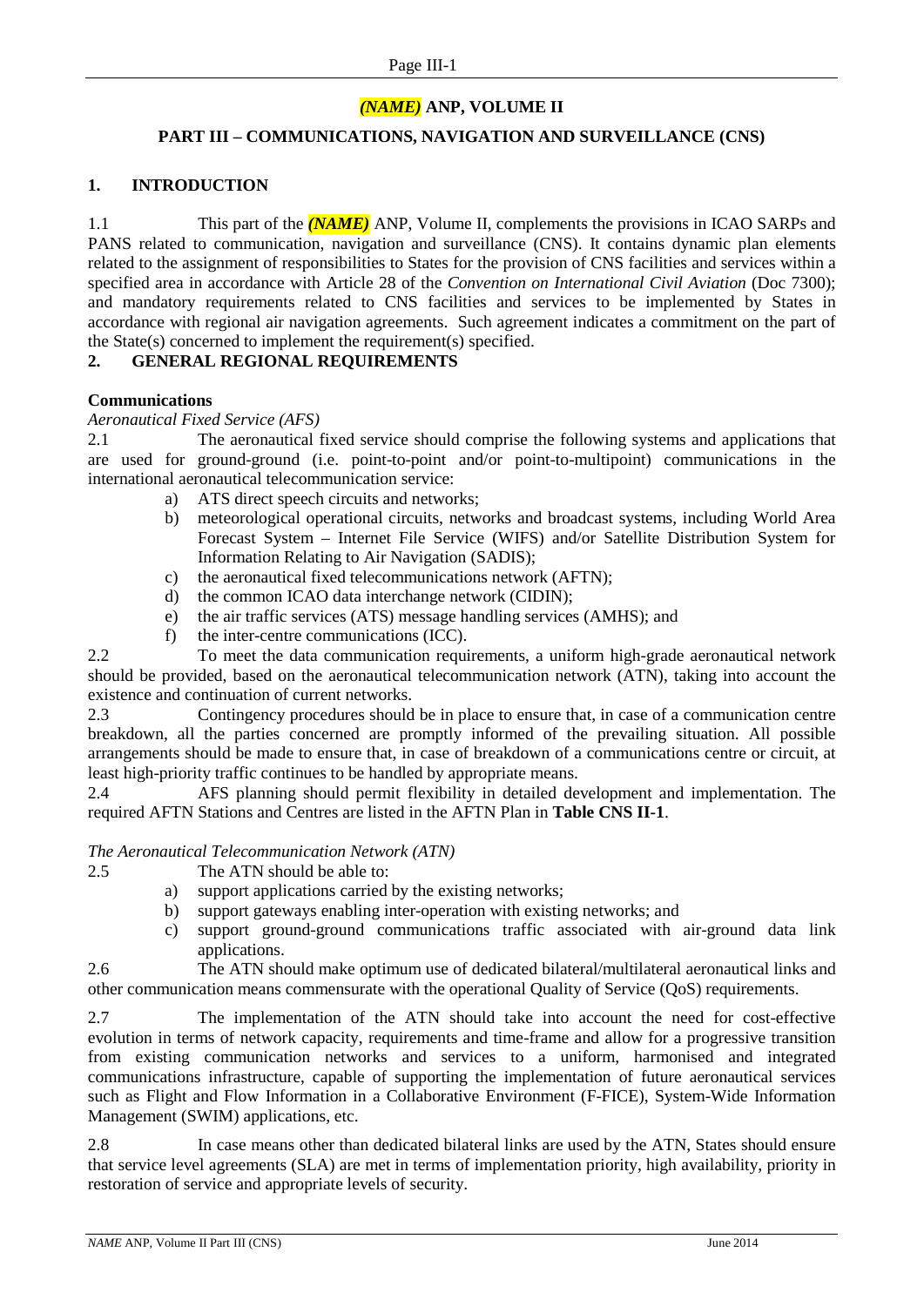# *(NAME)* ANP, VOLUME II

## PART III – COMMUNICATIONS, NAVIGATION AND SURVEILLANCE (CNS)

### 1. INTRODUCTION

1.1 This part of the ***(NAME)*** ANP, Volume II, complements the provisions in ICAO SARPs and PANS related to communication, navigation and surveillance (CNS). It contains dynamic plan elements related to the assignment of responsibilities to States for the provision of CNS facilities and services within a specified area in accordance with Article 28 of the *Convention on International Civil Aviation* (Doc 7300); and mandatory requirements related to CNS facilities and services to be implemented by States in accordance with regional air navigation agreements. Such agreement indicates a commitment on the part of the State(s) concerned to implement the requirement(s) specified.

### 2. GENERAL REGIONAL REQUIREMENTS

**Communications**

*Aeronautical Fixed Service (AFS)*

2.1 The aeronautical fixed service should comprise the following systems and applications that are used for ground-ground (i.e. point-to-point and/or point-to-multipoint) communications in the international aeronautical telecommunication service:

a) ATS direct speech circuits and networks;
b) meteorological operational circuits, networks and broadcast systems, including World Area Forecast System – Internet File Service (WIFS) and/or Satellite Distribution System for Information Relating to Air Navigation (SADIS);
c) the aeronautical fixed telecommunications network (AFTN);
d) the common ICAO data interchange network (CIDIN);
e) the air traffic services (ATS) message handling services (AMHS); and
f) the inter-centre communications (ICC).

2.2 To meet the data communication requirements, a uniform high-grade aeronautical network should be provided, based on the aeronautical telecommunication network (ATN), taking into account the existence and continuation of current networks.

2.3 Contingency procedures should be in place to ensure that, in case of a communication centre breakdown, all the parties concerned are promptly informed of the prevailing situation. All possible arrangements should be made to ensure that, in case of breakdown of a communications centre or circuit, at least high-priority traffic continues to be handled by appropriate means.

2.4 AFS planning should permit flexibility in detailed development and implementation. The required AFTN Stations and Centres are listed in the AFTN Plan in **Table CNS II-1**.

*The Aeronautical Telecommunication Network (ATN)*

2.5 The ATN should be able to:

a) support applications carried by the existing networks;
b) support gateways enabling inter-operation with existing networks; and
c) support ground-ground communications traffic associated with air-ground data link applications.

2.6 The ATN should make optimum use of dedicated bilateral/multilateral aeronautical links and other communication means commensurate with the operational Quality of Service (QoS) requirements.

2.7 The implementation of the ATN should take into account the need for cost-effective evolution in terms of network capacity, requirements and time-frame and allow for a progressive transition from existing communication networks and services to a uniform, harmonised and integrated communications infrastructure, capable of supporting the implementation of future aeronautical services such as Flight and Flow Information in a Collaborative Environment (F-FICE), System-Wide Information Management (SWIM) applications, etc.

2.8 In case means other than dedicated bilateral links are used by the ATN, States should ensure that service level agreements (SLA) are met in terms of implementation priority, high availability, priority in restoration of service and appropriate levels of security.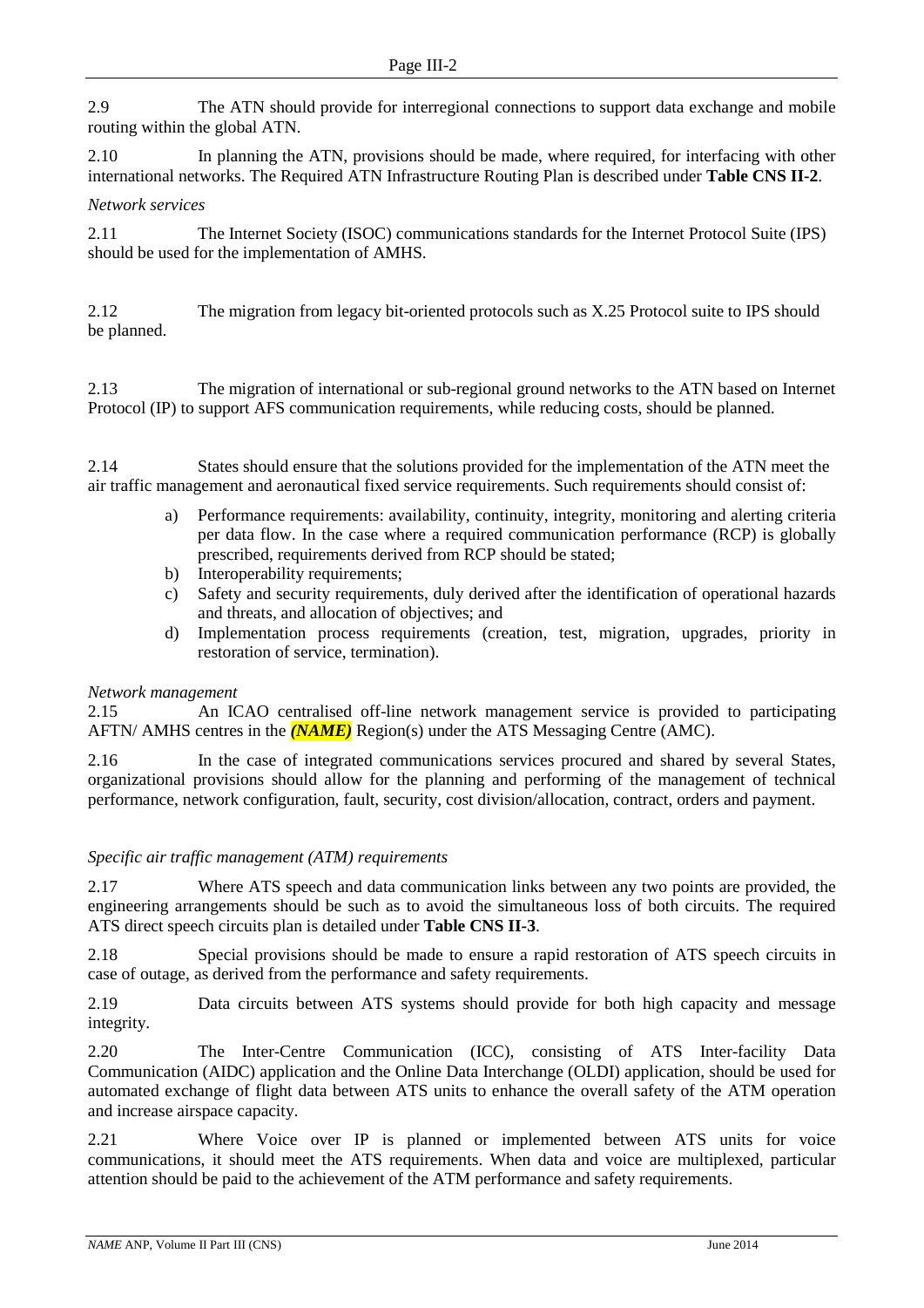2.9 The ATN should provide for interregional connections to support data exchange and mobile routing within the global ATN.

2.10 In planning the ATN, provisions should be made, where required, for interfacing with other international networks. The Required ATN Infrastructure Routing Plan is described under **Table CNS II-2**.

*Network services*

2.11 The Internet Society (ISOC) communications standards for the Internet Protocol Suite (IPS) should be used for the implementation of AMHS.

2.12 The migration from legacy bit-oriented protocols such as X.25 Protocol suite to IPS should be planned.

2.13 The migration of international or sub-regional ground networks to the ATN based on Internet Protocol (IP) to support AFS communication requirements, while reducing costs, should be planned.

2.14 States should ensure that the solutions provided for the implementation of the ATN meet the air traffic management and aeronautical fixed service requirements. Such requirements should consist of:

a) Performance requirements: availability, continuity, integrity, monitoring and alerting criteria per data flow. In the case where a required communication performance (RCP) is globally prescribed, requirements derived from RCP should be stated;
b) Interoperability requirements;
c) Safety and security requirements, duly derived after the identification of operational hazards and threats, and allocation of objectives; and
d) Implementation process requirements (creation, test, migration, upgrades, priority in restoration of service, termination).

*Network management*

2.15 An ICAO centralised off-line network management service is provided to participating AFTN/ AMHS centres in the ***(NAME)*** Region(s) under the ATS Messaging Centre (AMC).

2.16 In the case of integrated communications services procured and shared by several States, organizational provisions should allow for the planning and performing of the management of technical performance, network configuration, fault, security, cost division/allocation, contract, orders and payment.

*Specific air traffic management (ATM) requirements*

2.17 Where ATS speech and data communication links between any two points are provided, the engineering arrangements should be such as to avoid the simultaneous loss of both circuits. The required ATS direct speech circuits plan is detailed under **Table CNS II-3**.

2.18 Special provisions should be made to ensure a rapid restoration of ATS speech circuits in case of outage, as derived from the performance and safety requirements.

2.19 Data circuits between ATS systems should provide for both high capacity and message integrity.

2.20 The Inter-Centre Communication (ICC), consisting of ATS Inter-facility Data Communication (AIDC) application and the Online Data Interchange (OLDI) application, should be used for automated exchange of flight data between ATS units to enhance the overall safety of the ATM operation and increase airspace capacity.

2.21 Where Voice over IP is planned or implemented between ATS units for voice communications, it should meet the ATS requirements. When data and voice are multiplexed, particular attention should be paid to the achievement of the ATM performance and safety requirements.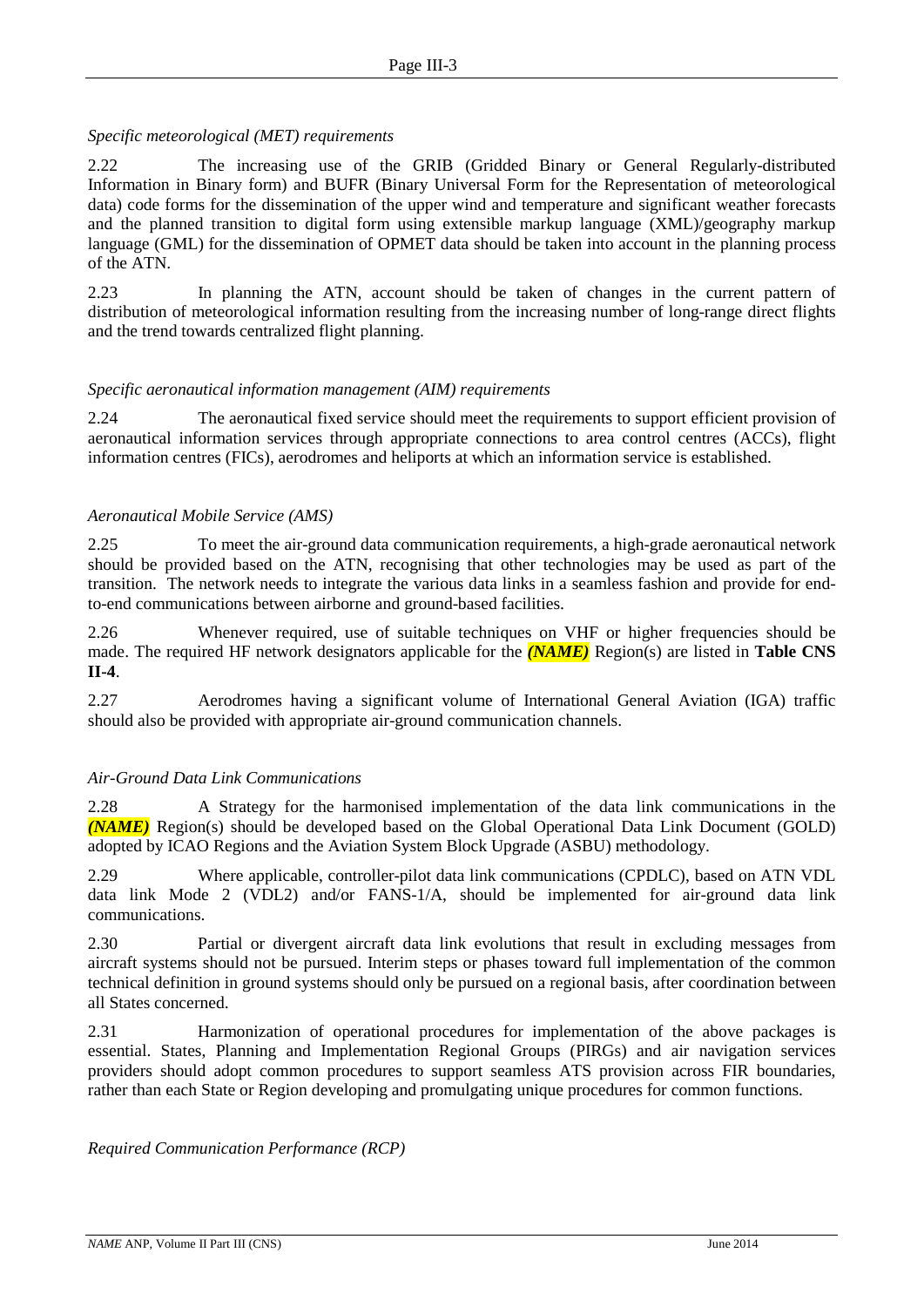*Specific meteorological (MET) requirements*

2.22 The increasing use of the GRIB (Gridded Binary or General Regularly-distributed Information in Binary form) and BUFR (Binary Universal Form for the Representation of meteorological data) code forms for the dissemination of the upper wind and temperature and significant weather forecasts and the planned transition to digital form using extensible markup language (XML)/geography markup language (GML) for the dissemination of OPMET data should be taken into account in the planning process of the ATN.

2.23 In planning the ATN, account should be taken of changes in the current pattern of distribution of meteorological information resulting from the increasing number of long-range direct flights and the trend towards centralized flight planning.

*Specific aeronautical information management (AIM) requirements*

2.24 The aeronautical fixed service should meet the requirements to support efficient provision of aeronautical information services through appropriate connections to area control centres (ACCs), flight information centres (FICs), aerodromes and heliports at which an information service is established.

*Aeronautical Mobile Service (AMS)*

2.25 To meet the air-ground data communication requirements, a high-grade aeronautical network should be provided based on the ATN, recognising that other technologies may be used as part of the transition. The network needs to integrate the various data links in a seamless fashion and provide for end-to-end communications between airborne and ground-based facilities.

2.26 Whenever required, use of suitable techniques on VHF or higher frequencies should be made. The required HF network designators applicable for the ***(NAME)*** Region(s) are listed in **Table CNS II-4**.

2.27 Aerodromes having a significant volume of International General Aviation (IGA) traffic should also be provided with appropriate air-ground communication channels.

*Air-Ground Data Link Communications*

2.28 A Strategy for the harmonised implementation of the data link communications in the ***(NAME)*** Region(s) should be developed based on the Global Operational Data Link Document (GOLD) adopted by ICAO Regions and the Aviation System Block Upgrade (ASBU) methodology.

2.29 Where applicable, controller-pilot data link communications (CPDLC), based on ATN VDL data link Mode 2 (VDL2) and/or FANS-1/A, should be implemented for air-ground data link communications.

2.30 Partial or divergent aircraft data link evolutions that result in excluding messages from aircraft systems should not be pursued. Interim steps or phases toward full implementation of the common technical definition in ground systems should only be pursued on a regional basis, after coordination between all States concerned.

2.31 Harmonization of operational procedures for implementation of the above packages is essential. States, Planning and Implementation Regional Groups (PIRGs) and air navigation services providers should adopt common procedures to support seamless ATS provision across FIR boundaries, rather than each State or Region developing and promulgating unique procedures for common functions.

*Required Communication Performance (RCP)*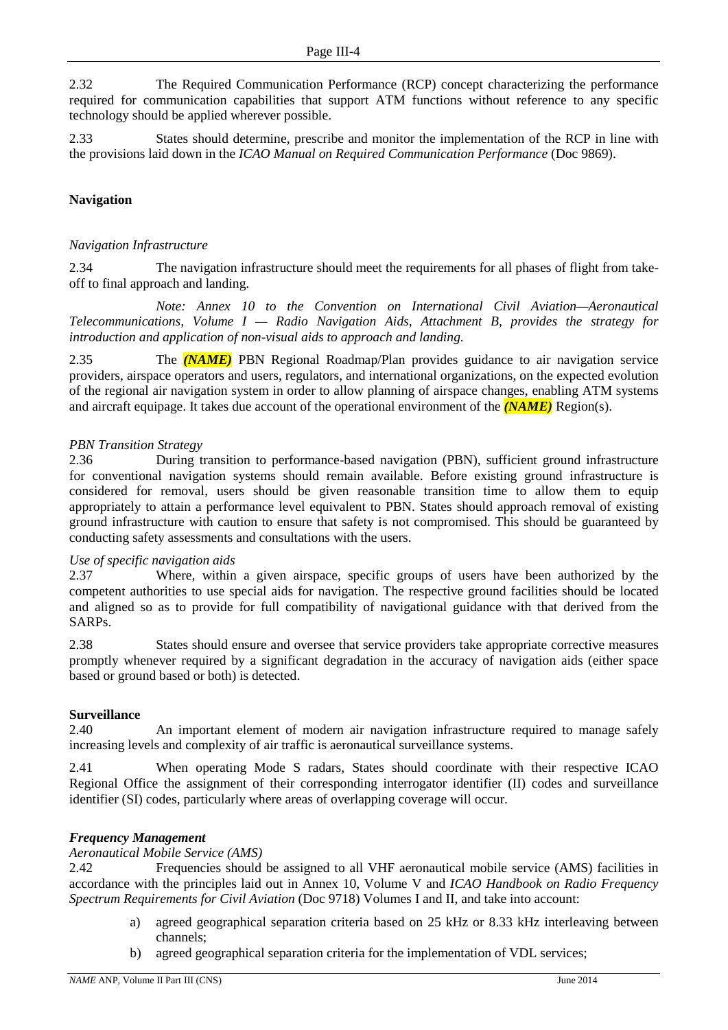2.32 The Required Communication Performance (RCP) concept characterizing the performance required for communication capabilities that support ATM functions without reference to any specific technology should be applied wherever possible.

2.33 States should determine, prescribe and monitor the implementation of the RCP in line with the provisions laid down in the *ICAO Manual on Required Communication Performance* (Doc 9869).

**Navigation**

*Navigation Infrastructure*

2.34 The navigation infrastructure should meet the requirements for all phases of flight from take-off to final approach and landing.

*Note: Annex 10 to the Convention on International Civil Aviation—Aeronautical Telecommunications, Volume I — Radio Navigation Aids, Attachment B, provides the strategy for introduction and application of non-visual aids to approach and landing.*

2.35 The ***(NAME)*** PBN Regional Roadmap/Plan provides guidance to air navigation service providers, airspace operators and users, regulators, and international organizations, on the expected evolution of the regional air navigation system in order to allow planning of airspace changes, enabling ATM systems and aircraft equipage. It takes due account of the operational environment of the ***(NAME)*** Region(s).

*PBN Transition Strategy*

2.36 During transition to performance-based navigation (PBN), sufficient ground infrastructure for conventional navigation systems should remain available. Before existing ground infrastructure is considered for removal, users should be given reasonable transition time to allow them to equip appropriately to attain a performance level equivalent to PBN. States should approach removal of existing ground infrastructure with caution to ensure that safety is not compromised. This should be guaranteed by conducting safety assessments and consultations with the users.

*Use of specific navigation aids*

2.37 Where, within a given airspace, specific groups of users have been authorized by the competent authorities to use special aids for navigation. The respective ground facilities should be located and aligned so as to provide for full compatibility of navigational guidance with that derived from the SARPs.

2.38 States should ensure and oversee that service providers take appropriate corrective measures promptly whenever required by a significant degradation in the accuracy of navigation aids (either space based or ground based or both) is detected.

**Surveillance**

2.40 An important element of modern air navigation infrastructure required to manage safely increasing levels and complexity of air traffic is aeronautical surveillance systems.

2.41 When operating Mode S radars, States should coordinate with their respective ICAO Regional Office the assignment of their corresponding interrogator identifier (II) codes and surveillance identifier (SI) codes, particularly where areas of overlapping coverage will occur.

***Frequency Management***

*Aeronautical Mobile Service (AMS)*

2.42 Frequencies should be assigned to all VHF aeronautical mobile service (AMS) facilities in accordance with the principles laid out in Annex 10, Volume V and *ICAO Handbook on Radio Frequency Spectrum Requirements for Civil Aviation* (Doc 9718) Volumes I and II, and take into account:

a) agreed geographical separation criteria based on 25 kHz or 8.33 kHz interleaving between channels;
b) agreed geographical separation criteria for the implementation of VDL services;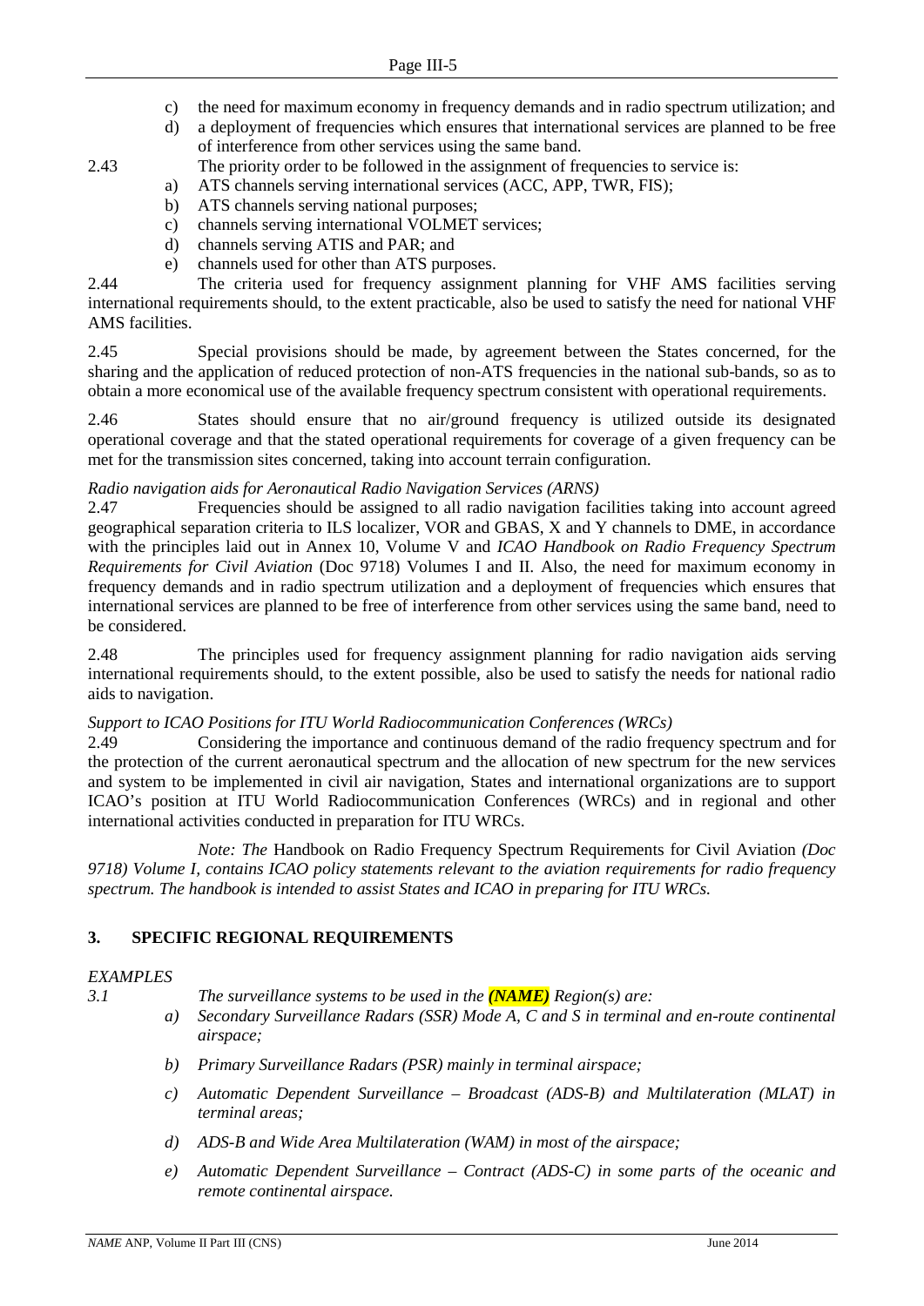c) the need for maximum economy in frequency demands and in radio spectrum utilization; and
d) a deployment of frequencies which ensures that international services are planned to be free of interference from other services using the same band.

2.43 The priority order to be followed in the assignment of frequencies to service is:

a) ATS channels serving international services (ACC, APP, TWR, FIS);
b) ATS channels serving national purposes;
c) channels serving international VOLMET services;
d) channels serving ATIS and PAR; and
e) channels used for other than ATS purposes.

2.44 The criteria used for frequency assignment planning for VHF AMS facilities serving international requirements should, to the extent practicable, also be used to satisfy the need for national VHF AMS facilities.

2.45 Special provisions should be made, by agreement between the States concerned, for the sharing and the application of reduced protection of non-ATS frequencies in the national sub-bands, so as to obtain a more economical use of the available frequency spectrum consistent with operational requirements.

2.46 States should ensure that no air/ground frequency is utilized outside its designated operational coverage and that the stated operational requirements for coverage of a given frequency can be met for the transmission sites concerned, taking into account terrain configuration.

*Radio navigation aids for Aeronautical Radio Navigation Services (ARNS)*

2.47 Frequencies should be assigned to all radio navigation facilities taking into account agreed geographical separation criteria to ILS localizer, VOR and GBAS, X and Y channels to DME, in accordance with the principles laid out in Annex 10, Volume V and *ICAO Handbook on Radio Frequency Spectrum Requirements for Civil Aviation* (Doc 9718) Volumes I and II. Also, the need for maximum economy in frequency demands and in radio spectrum utilization and a deployment of frequencies which ensures that international services are planned to be free of interference from other services using the same band, need to be considered.

2.48 The principles used for frequency assignment planning for radio navigation aids serving international requirements should, to the extent possible, also be used to satisfy the needs for national radio aids to navigation.

*Support to ICAO Positions for ITU World Radiocommunication Conferences (WRCs)*

2.49 Considering the importance and continuous demand of the radio frequency spectrum and for the protection of the current aeronautical spectrum and the allocation of new spectrum for the new services and system to be implemented in civil air navigation, States and international organizations are to support ICAO's position at ITU World Radiocommunication Conferences (WRCs) and in regional and other international activities conducted in preparation for ITU WRCs.

*Note: The* Handbook on Radio Frequency Spectrum Requirements for Civil Aviation *(Doc 9718) Volume I, contains ICAO policy statements relevant to the aviation requirements for radio frequency spectrum. The handbook is intended to assist States and ICAO in preparing for ITU WRCs.*

## 3. SPECIFIC REGIONAL REQUIREMENTS

*EXAMPLES*

*3.1 The surveillance systems to be used in the **(NAME)** Region(s) are:*

*a) Secondary Surveillance Radars (SSR) Mode A, C and S in terminal and en-route continental airspace;*

*b) Primary Surveillance Radars (PSR) mainly in terminal airspace;*

*c) Automatic Dependent Surveillance – Broadcast (ADS-B) and Multilateration (MLAT) in terminal areas;*

*d) ADS-B and Wide Area Multilateration (WAM) in most of the airspace;*

*e) Automatic Dependent Surveillance – Contract (ADS-C) in some parts of the oceanic and remote continental airspace.*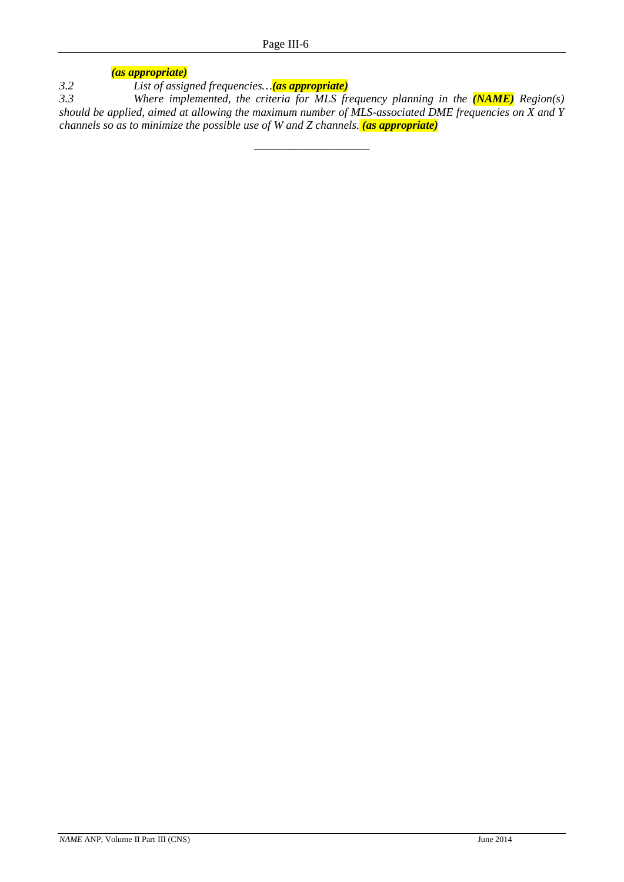***(as appropriate)***

*3.2 List of assigned frequencies…**(as appropriate)***

*3.3 Where implemented, the criteria for MLS frequency planning in the **(NAME)** Region(s) should be applied, aimed at allowing the maximum number of MLS-associated DME frequencies on X and Y channels so as to minimize the possible use of W and Z channels. **(as appropriate)***

_____________________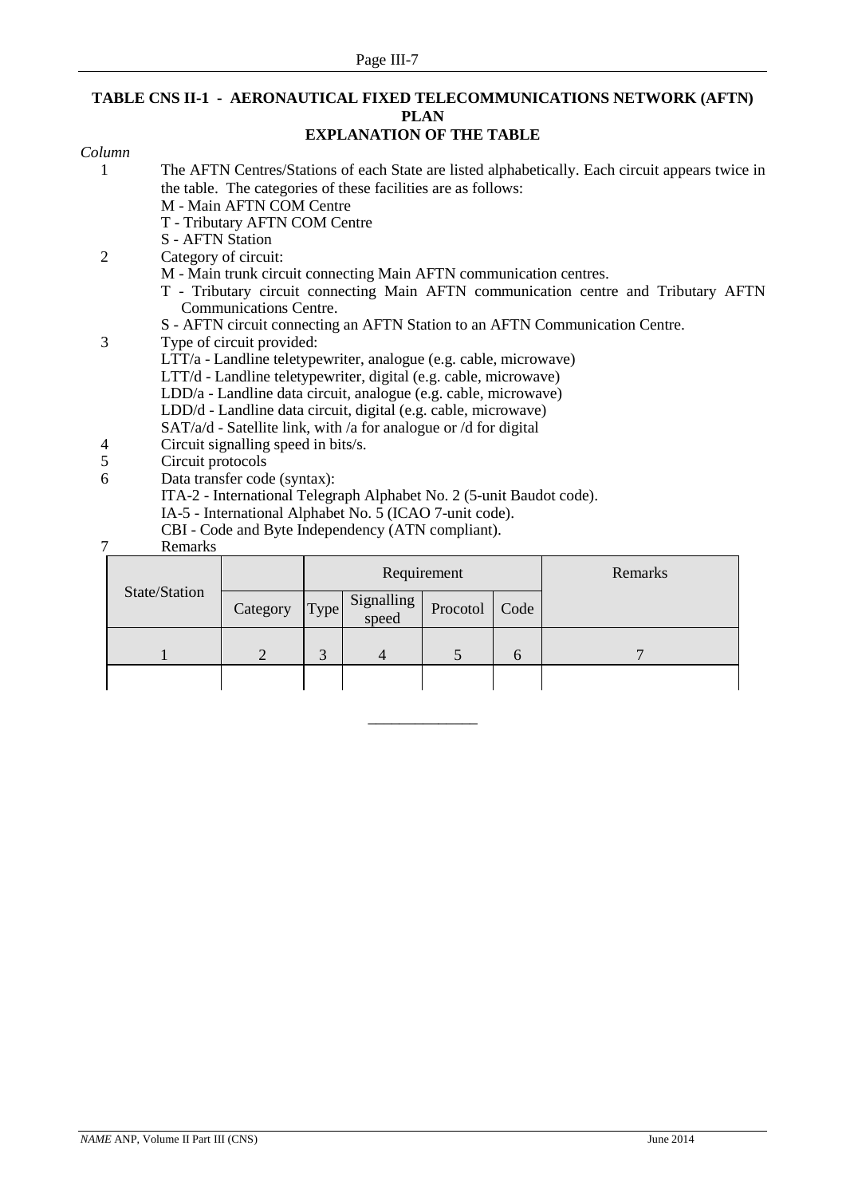## TABLE CNS II-1 - AERONAUTICAL FIXED TELECOMMUNICATIONS NETWORK (AFTN) PLAN

### EXPLANATION OF THE TABLE

*Column*

1. The AFTN Centres/Stations of each State are listed alphabetically. Each circuit appears twice in the table. The categories of these facilities are as follows:
   - M - Main AFTN COM Centre
   - T - Tributary AFTN COM Centre
   - S - AFTN Station
2. Category of circuit:
   - M - Main trunk circuit connecting Main AFTN communication centres.
   - T - Tributary circuit connecting Main AFTN communication centre and Tributary AFTN Communications Centre.
   - S - AFTN circuit connecting an AFTN Station to an AFTN Communication Centre.
3. Type of circuit provided:
   - LTT/a - Landline teletypewriter, analogue (e.g. cable, microwave)
   - LTT/d - Landline teletypewriter, digital (e.g. cable, microwave)
   - LDD/a - Landline data circuit, analogue (e.g. cable, microwave)
   - LDD/d - Landline data circuit, digital (e.g. cable, microwave)
   - SAT/a/d - Satellite link, with /a for analogue or /d for digital
4. Circuit signalling speed in bits/s.
5. Circuit protocols
6. Data transfer code (syntax):
   - ITA-2 - International Telegraph Alphabet No. 2 (5-unit Baudot code).
   - IA-5 - International Alphabet No. 5 (ICAO 7-unit code).
   - CBI - Code and Byte Independency (ATN compliant).
7. Remarks

| State/Station | | Requirement | | | | Remarks |
|---|---|---|---|---|---|---|
| | Category | Type | Signalling speed | Procotol | Code | |
| 1 | 2 | 3 | 4 | 5 | 6 | 7 |
| | | | | | | |

______________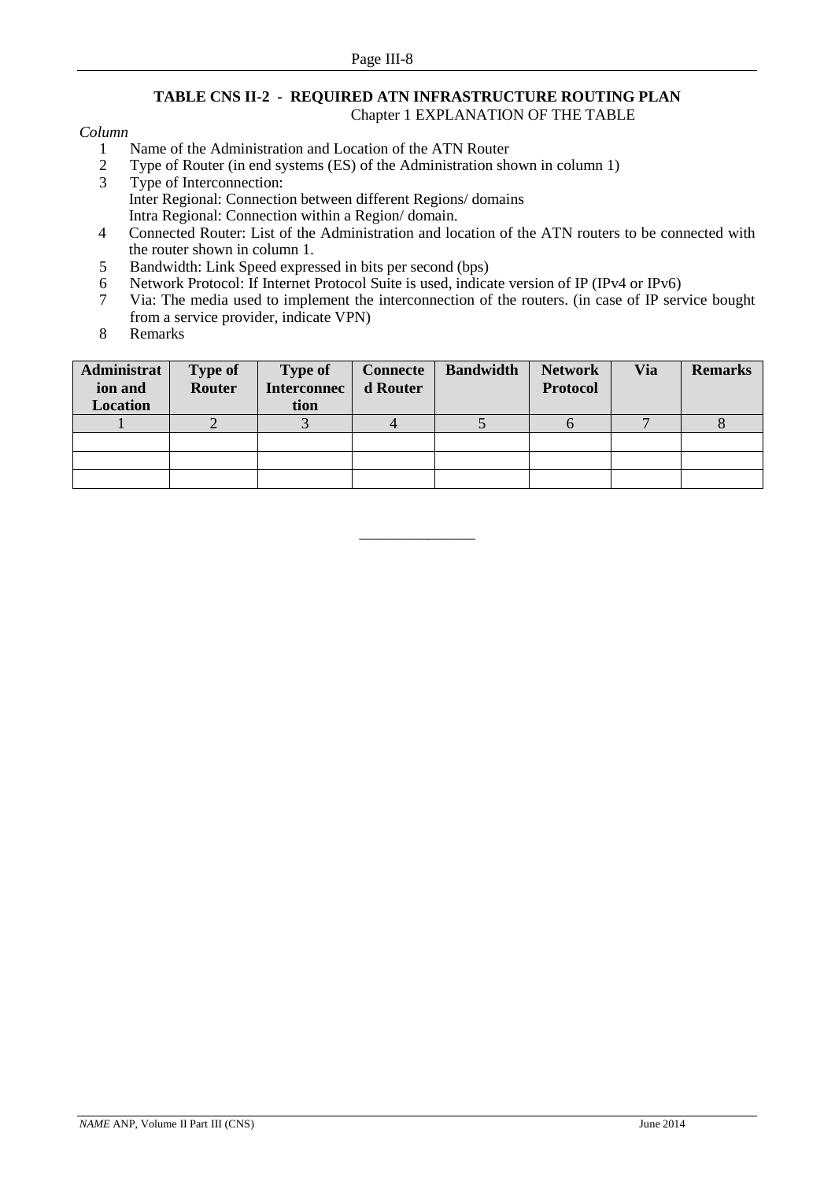## TABLE CNS II-2 - REQUIRED ATN INFRASTRUCTURE ROUTING PLAN

Chapter 1 EXPLANATION OF THE TABLE

*Column*

1. Name of the Administration and Location of the ATN Router
2. Type of Router (in end systems (ES) of the Administration shown in column 1)
3. Type of Interconnection:
   Inter Regional: Connection between different Regions/ domains
   Intra Regional: Connection within a Region/ domain.
4. Connected Router: List of the Administration and location of the ATN routers to be connected with the router shown in column 1.
5. Bandwidth: Link Speed expressed in bits per second (bps)
6. Network Protocol: If Internet Protocol Suite is used, indicate version of IP (IPv4 or IPv6)
7. Via: The media used to implement the interconnection of the routers. (in case of IP service bought from a service provider, indicate VPN)
8. Remarks

| **Administration and Location** | **Type of Router** | **Type of Interconnection** | **Connected Router** | **Bandwidth** | **Network Protocol** | **Via** | **Remarks** |
|---|---|---|---|---|---|---|---|
| 1 | 2 | 3 | 4 | 5 | 6 | 7 | 8 |
| | | | | | | | |
| | | | | | | | |
| | | | | | | | |

---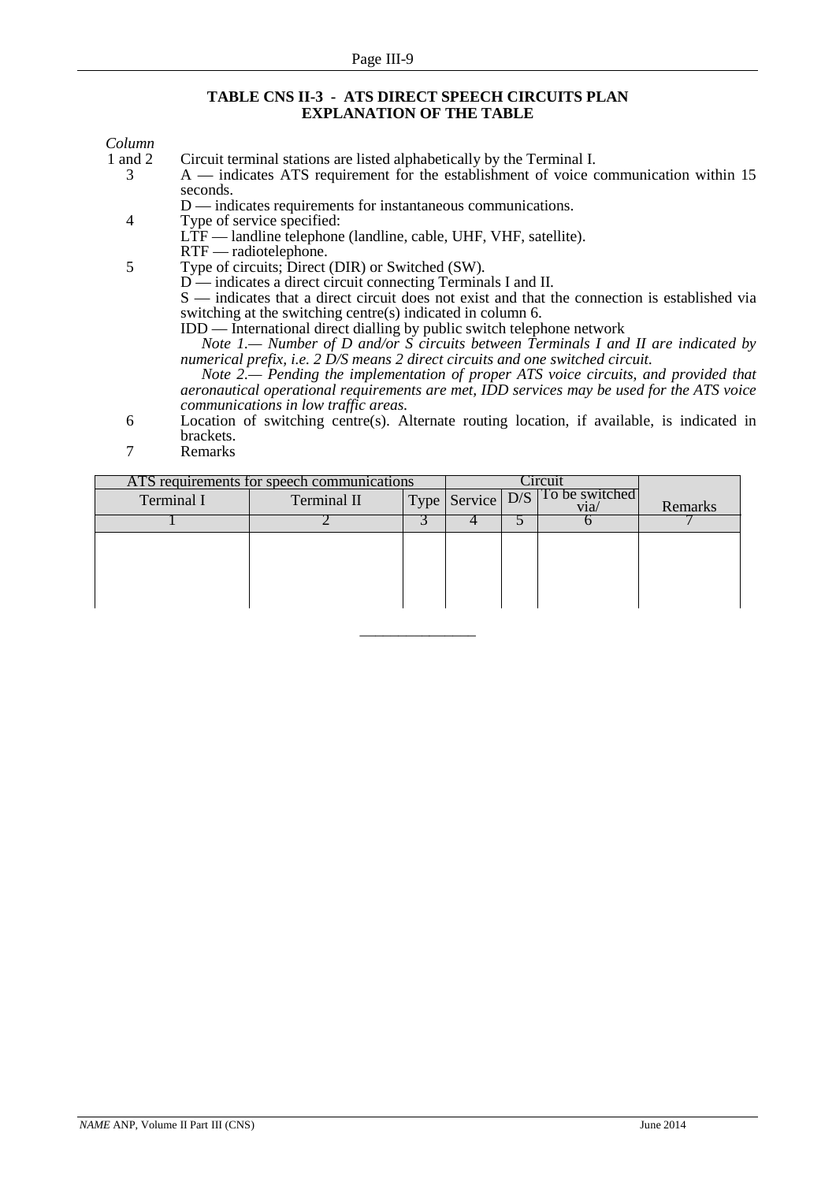## TABLE CNS II-3 - ATS DIRECT SPEECH CIRCUITS PLAN
## EXPLANATION OF THE TABLE

*Column*

1 and 2 Circuit terminal stations are listed alphabetically by the Terminal I.

3 A — indicates ATS requirement for the establishment of voice communication within 15 seconds.
D — indicates requirements for instantaneous communications.

4 Type of service specified:
LTF — landline telephone (landline, cable, UHF, VHF, satellite).
RTF — radiotelephone.

5 Type of circuits; Direct (DIR) or Switched (SW).
D — indicates a direct circuit connecting Terminals I and II.
S — indicates that a direct circuit does not exist and that the connection is established via switching at the switching centre(s) indicated in column 6.
IDD — International direct dialling by public switch telephone network

*Note 1.— Number of D and/or S circuits between Terminals I and II are indicated by numerical prefix, i.e. 2 D/S means 2 direct circuits and one switched circuit.*

*Note 2.— Pending the implementation of proper ATS voice circuits, and provided that aeronautical operational requirements are met, IDD services may be used for the ATS voice communications in low traffic areas.*

6 Location of switching centre(s). Alternate routing location, if available, is indicated in brackets.

7 Remarks

| ATS requirements for speech communications | | | Circuit | | | |
|---|---|---|---|---|---|---|
| Terminal I | Terminal II | Type | Service | D/S | To be switched via/ | Remarks |
| 1 | 2 | 3 | 4 | 5 | 6 | 7 |
| | | | | | | |

_______________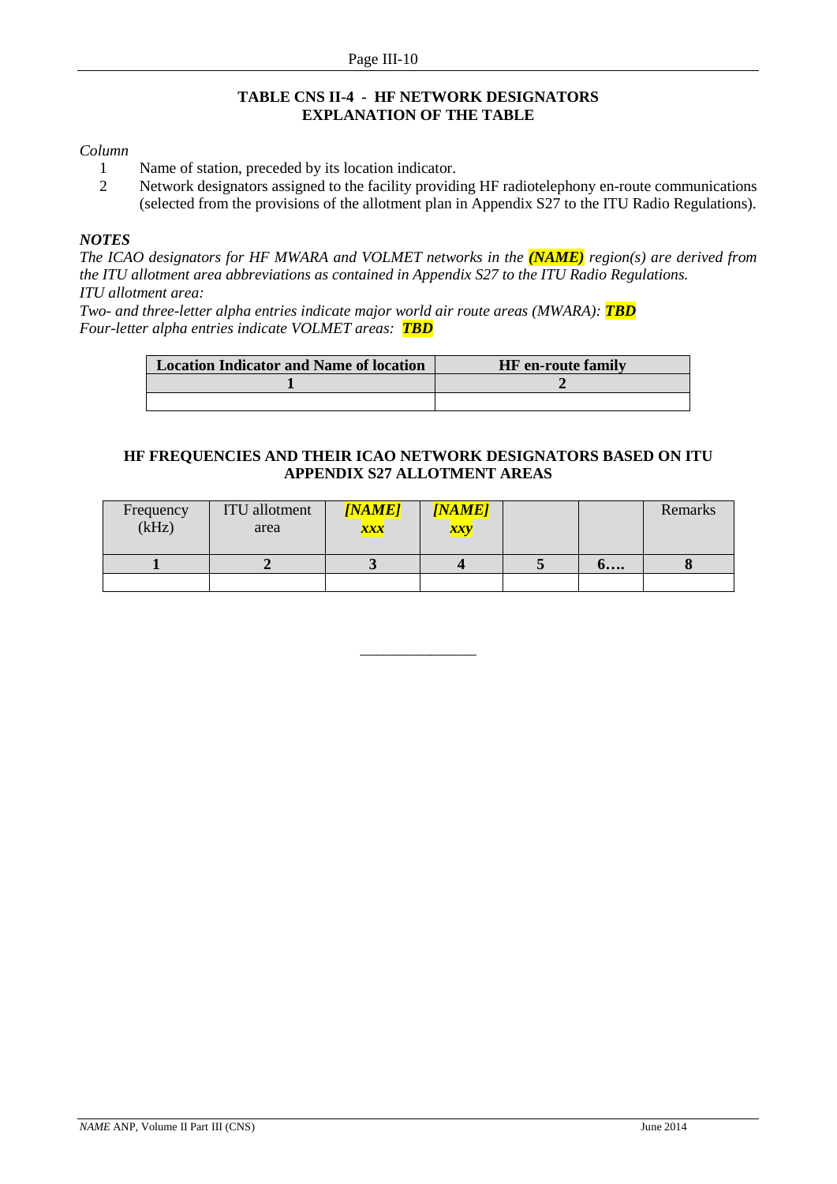## TABLE CNS II-4 - HF NETWORK DESIGNATORS
## EXPLANATION OF THE TABLE

*Column*

1 Name of station, preceded by its location indicator.

2 Network designators assigned to the facility providing HF radiotelephony en-route communications (selected from the provisions of the allotment plan in Appendix S27 to the ITU Radio Regulations).

***NOTES***

*The ICAO designators for HF MWARA and VOLMET networks in the **(NAME)** region(s) are derived from the ITU allotment area abbreviations as contained in Appendix S27 to the ITU Radio Regulations.*
*ITU allotment area:*
*Two- and three-letter alpha entries indicate major world air route areas (MWARA): **TBD***
*Four-letter alpha entries indicate VOLMET areas: **TBD***

| Location Indicator and Name of location | HF en-route family |
|---|---|
| **1** | **2** |
| | |

### HF FREQUENCIES AND THEIR ICAO NETWORK DESIGNATORS BASED ON ITU APPENDIX S27 ALLOTMENT AREAS

| Frequency (kHz) | ITU allotment area | ***[NAME] xxx*** | ***[NAME] xxy*** | | | Remarks |
|---|---|---|---|---|---|---|
| **1** | **2** | **3** | **4** | **5** | **6….** | **8** |
| | | | | | | |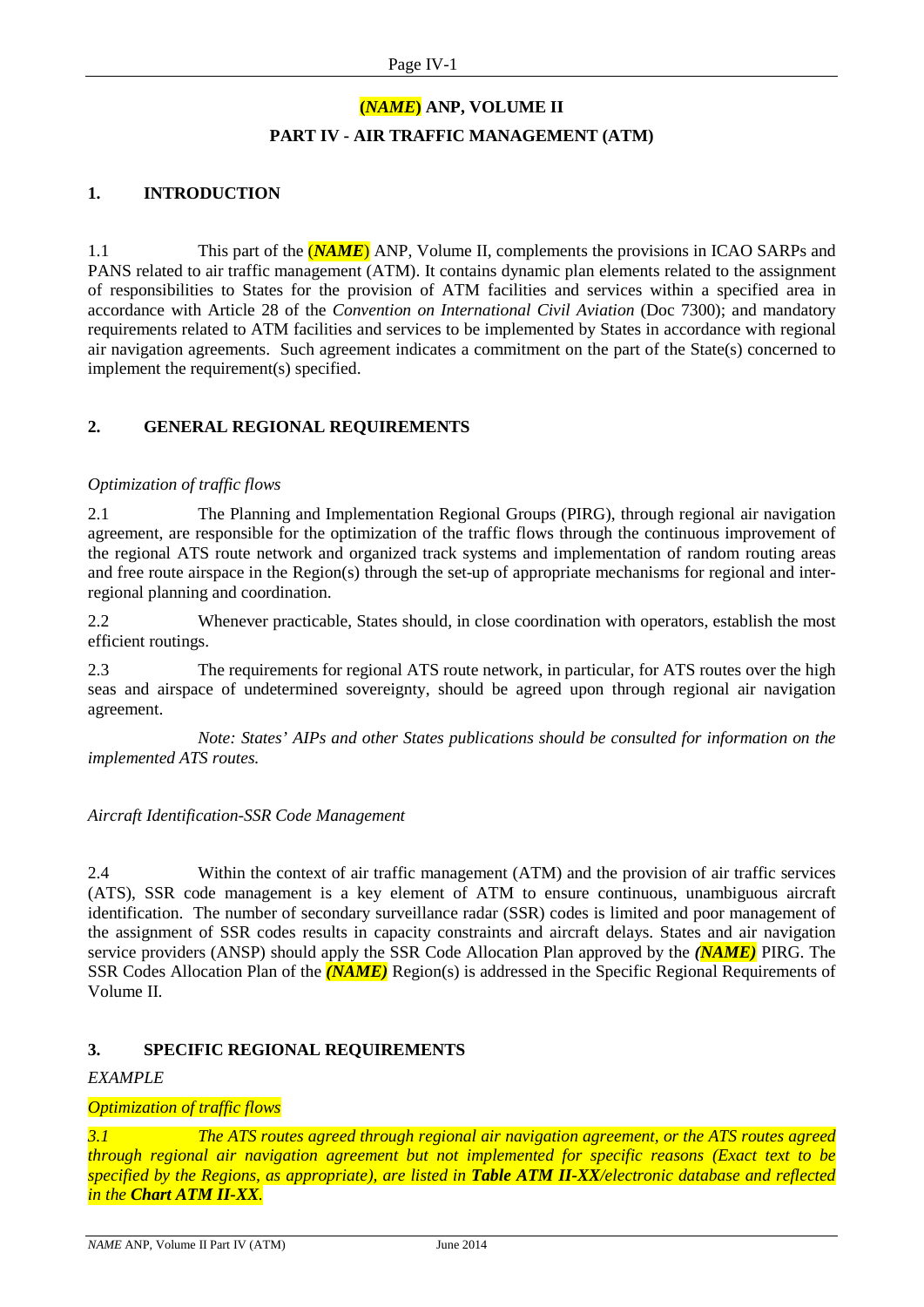# (*NAME*) ANP, VOLUME II

## PART IV - AIR TRAFFIC MANAGEMENT (ATM)

### 1. INTRODUCTION

1.1 This part of the (***NAME***) ANP, Volume II, complements the provisions in ICAO SARPs and PANS related to air traffic management (ATM). It contains dynamic plan elements related to the assignment of responsibilities to States for the provision of ATM facilities and services within a specified area in accordance with Article 28 of the *Convention on International Civil Aviation* (Doc 7300); and mandatory requirements related to ATM facilities and services to be implemented by States in accordance with regional air navigation agreements. Such agreement indicates a commitment on the part of the State(s) concerned to implement the requirement(s) specified.

### 2. GENERAL REGIONAL REQUIREMENTS

*Optimization of traffic flows*

2.1 The Planning and Implementation Regional Groups (PIRG), through regional air navigation agreement, are responsible for the optimization of the traffic flows through the continuous improvement of the regional ATS route network and organized track systems and implementation of random routing areas and free route airspace in the Region(s) through the set-up of appropriate mechanisms for regional and inter-regional planning and coordination.

2.2 Whenever practicable, States should, in close coordination with operators, establish the most efficient routings.

2.3 The requirements for regional ATS route network, in particular, for ATS routes over the high seas and airspace of undetermined sovereignty, should be agreed upon through regional air navigation agreement.

*Note: States' AIPs and other States publications should be consulted for information on the implemented ATS routes.*

*Aircraft Identification-SSR Code Management*

2.4 Within the context of air traffic management (ATM) and the provision of air traffic services (ATS), SSR code management is a key element of ATM to ensure continuous, unambiguous aircraft identification. The number of secondary surveillance radar (SSR) codes is limited and poor management of the assignment of SSR codes results in capacity constraints and aircraft delays. States and air navigation service providers (ANSP) should apply the SSR Code Allocation Plan approved by the ***(NAME)*** PIRG. The SSR Codes Allocation Plan of the ***(NAME)*** Region(s) is addressed in the Specific Regional Requirements of Volume II.

### 3. SPECIFIC REGIONAL REQUIREMENTS

*EXAMPLE*

*Optimization of traffic flows*

*3.1 The ATS routes agreed through regional air navigation agreement, or the ATS routes agreed through regional air navigation agreement but not implemented for specific reasons (Exact text to be specified by the Regions, as appropriate), are listed in **Table ATM II-XX**/electronic database and reflected in the **Chart ATM II-XX**.*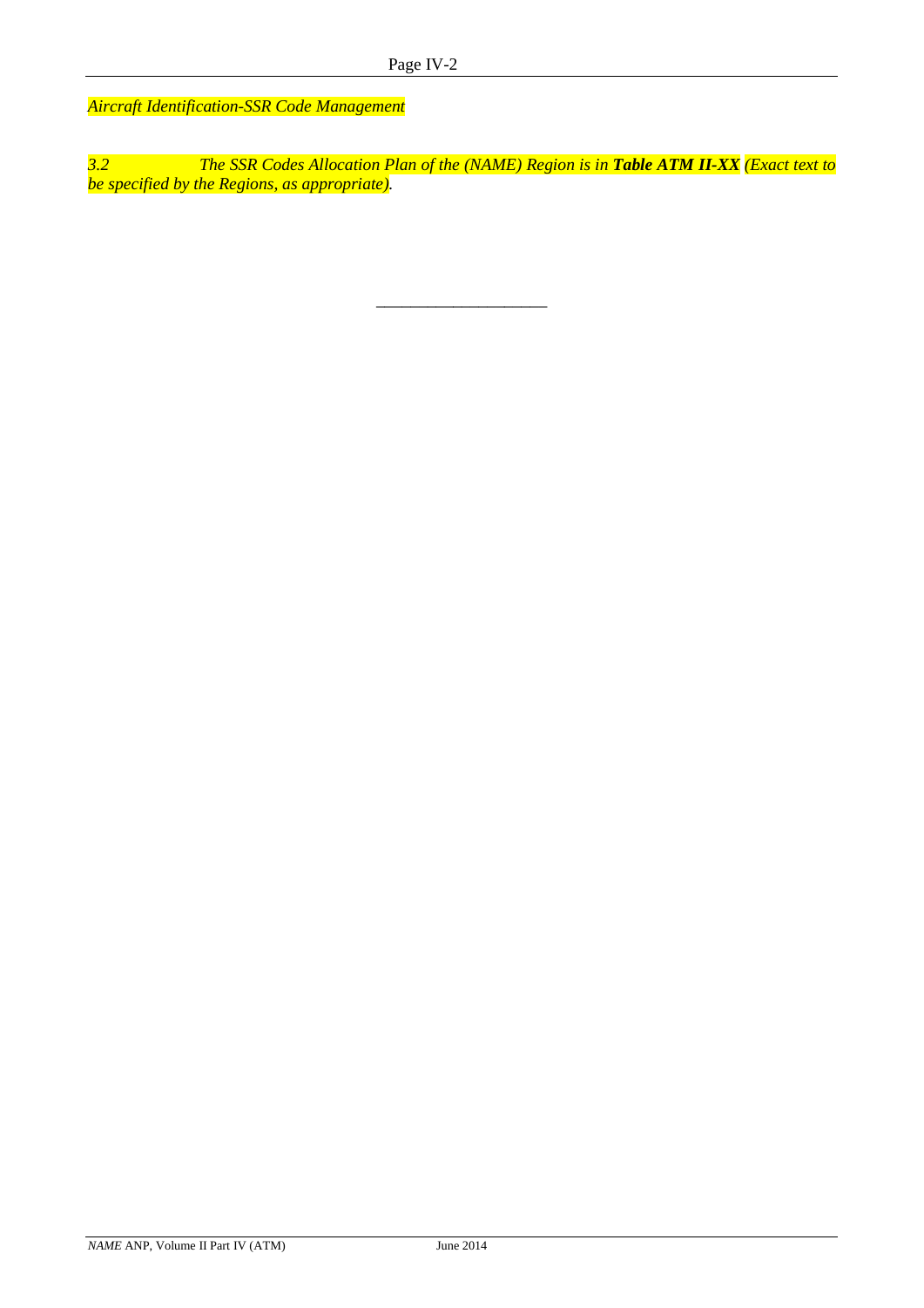*Aircraft Identification-SSR Code Management*

*3.2 The SSR Codes Allocation Plan of the (NAME) Region is in **Table ATM II-XX** (Exact text to be specified by the Regions, as appropriate).*

______________________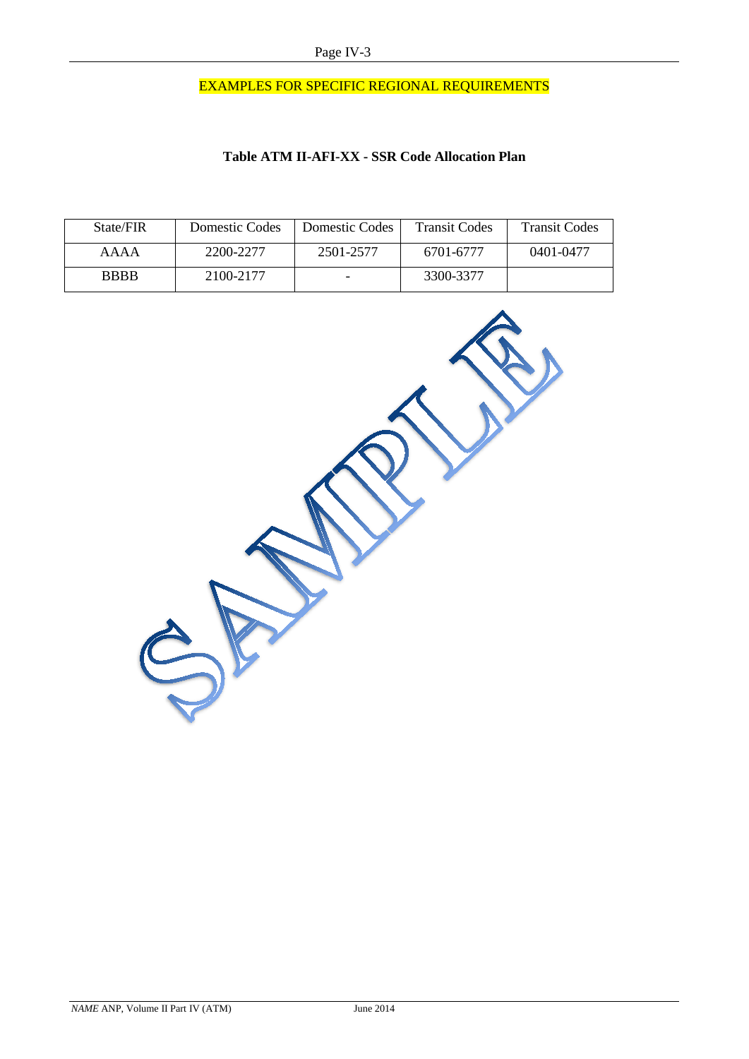EXAMPLES FOR SPECIFIC REGIONAL REQUIREMENTS

**Table ATM II-AFI-XX - SSR Code Allocation Plan**

| State/FIR | Domestic Codes | Domestic Codes | Transit Codes | Transit Codes |
|---|---|---|---|---|
| AAAA | 2200-2277 | 2501-2577 | 6701-6777 | 0401-0477 |
| BBBB | 2100-2177 | - | 3300-3377 | |

SAMPLE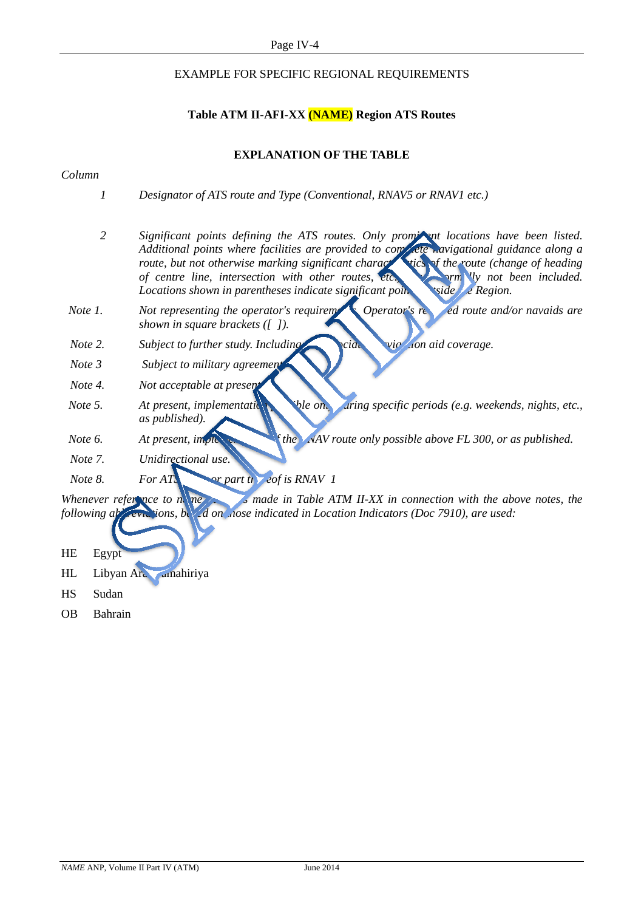EXAMPLE FOR SPECIFIC REGIONAL REQUIREMENTS

**Table ATM II-AFI-XX (NAME) Region ATS Routes**

**EXPLANATION OF THE TABLE**

*Column*

| | |
|---|---|
| *1* | *Designator of ATS route and Type (Conventional, RNAV5 or RNAV1 etc.)* |
| *2* | *Significant points defining the ATS routes. Only prominent locations have been listed. Additional points where facilities are provided to complete navigational guidance along a route, but not otherwise marking significant characteristics of the route (change of heading of centre line, intersection with other routes, etc.) have normally not been included. Locations shown in parentheses indicate significant points outside the Region.* |
| *Note 1.* | *Not representing the operator's requirements. Operator's required route and/or navaids are shown in square brackets ([ ]).* |
| *Note 2.* | *Subject to further study. Including associated navigation aid coverage.* |
| *Note 3* | *Subject to military agreement.* |
| *Note 4.* | *Not acceptable at present.* |
| *Note 5.* | *At present, implementation possible only during specific periods (e.g. weekends, nights, etc., as published).* |
| *Note 6.* | *At present, implementation of the RNAV route only possible above FL 300, or as published.* |
| *Note 7.* | *Unidirectional use.* |
| *Note 8.* | *For ATS route or part thereof is RNAV 1* |

*Whenever reference to names of States is made in Table ATM II-XX in connection with the above notes, the following abbreviations, based on those indicated in Location Indicators (Doc 7910), are used:*

HE Egypt

HL Libyan Arab Jamahiriya

HS Sudan

OB Bahrain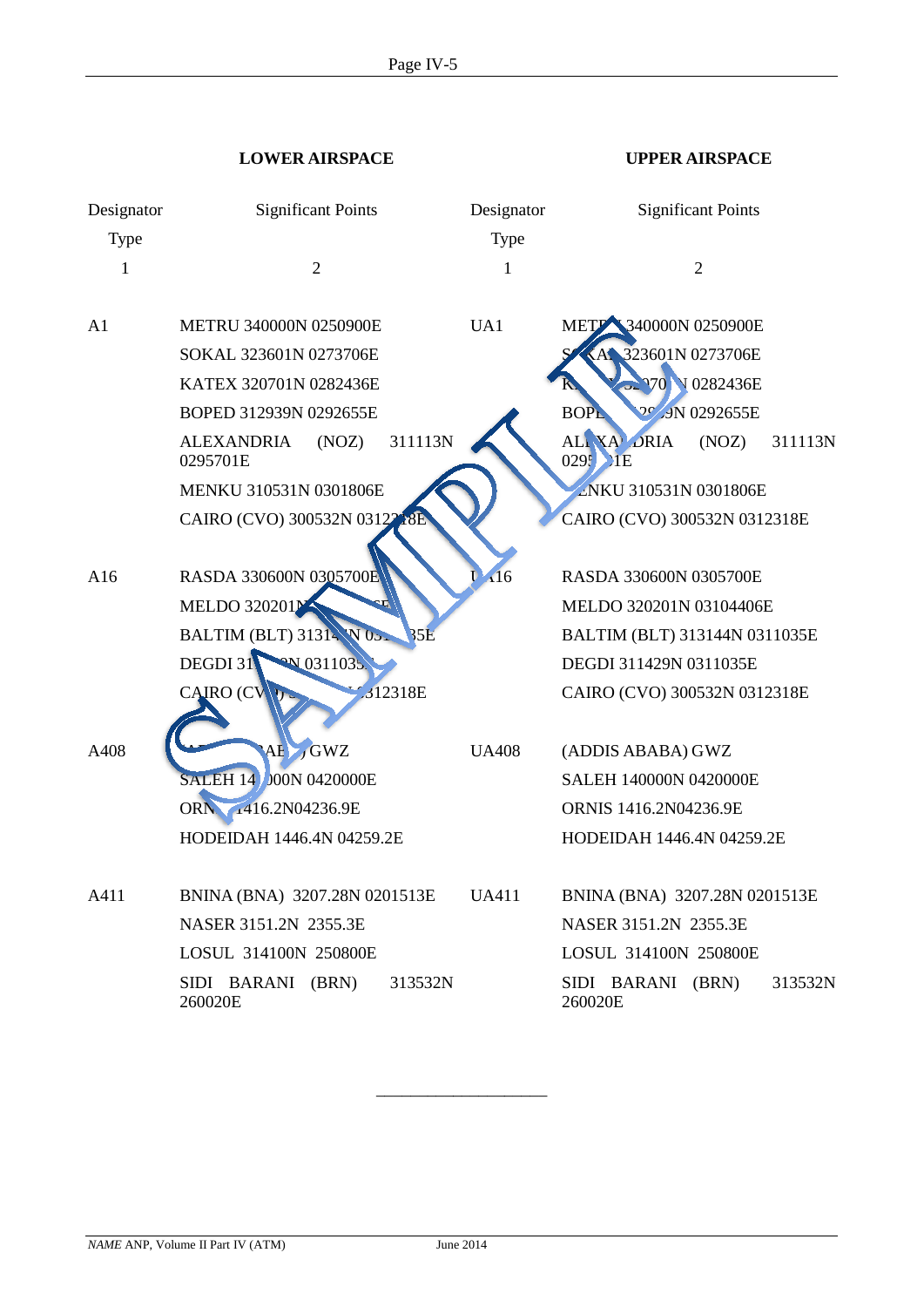| LOWER AIRSPACE | | UPPER AIRSPACE | |
|---|---|---|---|
| Designator Type | Significant Points | Designator Type | Significant Points |
| 1 | 2 | 1 | 2 |
| A1 | METRU 340000N 0250900E<br>SOKAL 323601N 0273706E<br>KATEX 320701N 0282436E<br>BOPED 312939N 0292655E<br>ALEXANDRIA (NOZ) 311113N 0295701E<br>MENKU 310531N 0301806E<br>CAIRO (CVO) 300532N 0312318E | UA1 | METRU 340000N 0250900E<br>SOKAL 323601N 0273706E<br>KATEX 320701N 0282436E<br>BOPED 312939N 0292655E<br>ALEXANDRIA (NOZ) 311113N 0295701E<br>MENKU 310531N 0301806E<br>CAIRO (CVO) 300532N 0312318E |
| A16 | RASDA 330600N 0305700E<br>MELDO 320201N 03104406E<br>BALTIM (BLT) 313144N 0311035E<br>DEGDI 311429N 0311035E<br>CAIRO (CVO) 300532N 0312318E | UA16 | RASDA 330600N 0305700E<br>MELDO 320201N 03104406E<br>BALTIM (BLT) 313144N 0311035E<br>DEGDI 311429N 0311035E<br>CAIRO (CVO) 300532N 0312318E |
| A408 | (ADDIS ABABA) GWZ<br>SALEH 140000N 0420000E<br>ORNIS 1416.2N04236.9E<br>HODEIDAH 1446.4N 04259.2E | UA408 | (ADDIS ABABA) GWZ<br>SALEH 140000N 0420000E<br>ORNIS 1416.2N04236.9E<br>HODEIDAH 1446.4N 04259.2E |
| A411 | BNINA (BNA) 3207.28N 0201513E<br>NASER 3151.2N 2355.3E<br>LOSUL 314100N 250800E<br>SIDI BARANI (BRN) 313532N 260020E | UA411 | BNINA (BNA) 3207.28N 0201513E<br>NASER 3151.2N 2355.3E<br>LOSUL 314100N 250800E<br>SIDI BARANI (BRN) 313532N 260020E |

———————————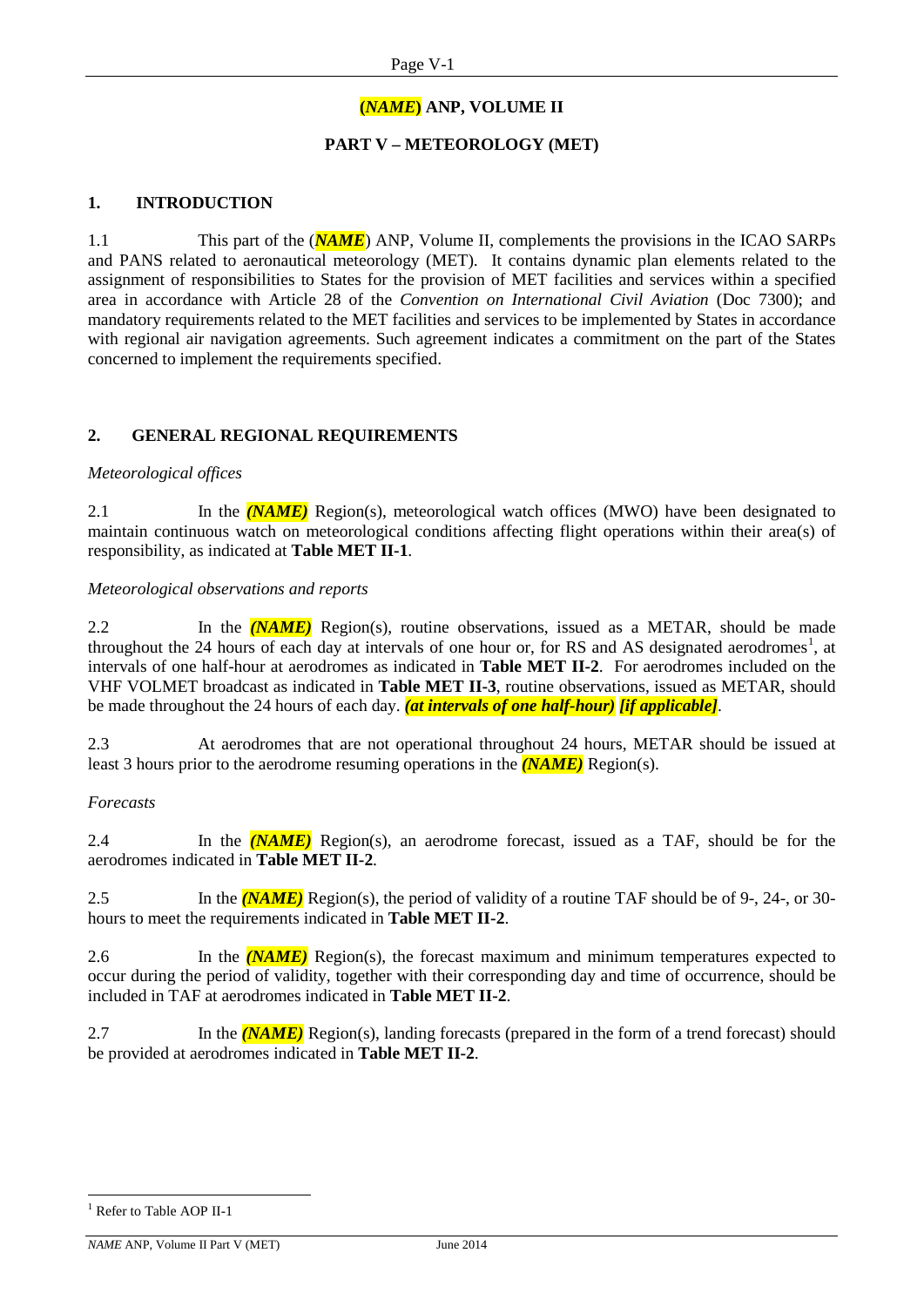# (*NAME*) ANP, VOLUME II

## PART V – METEOROLOGY (MET)

### 1. INTRODUCTION

1.1 This part of the (***NAME***) ANP, Volume II, complements the provisions in the ICAO SARPs and PANS related to aeronautical meteorology (MET). It contains dynamic plan elements related to the assignment of responsibilities to States for the provision of MET facilities and services within a specified area in accordance with Article 28 of the *Convention on International Civil Aviation* (Doc 7300); and mandatory requirements related to the MET facilities and services to be implemented by States in accordance with regional air navigation agreements. Such agreement indicates a commitment on the part of the States concerned to implement the requirements specified.

### 2. GENERAL REGIONAL REQUIREMENTS

*Meteorological offices*

2.1 In the ***(NAME)*** Region(s), meteorological watch offices (MWO) have been designated to maintain continuous watch on meteorological conditions affecting flight operations within their area(s) of responsibility, as indicated at **Table MET II-1**.

*Meteorological observations and reports*

2.2 In the ***(NAME)*** Region(s), routine observations, issued as a METAR, should be made throughout the 24 hours of each day at intervals of one hour or, for RS and AS designated aerodromes[1], at intervals of one half-hour at aerodromes as indicated in **Table MET II-2**. For aerodromes included on the VHF VOLMET broadcast as indicated in **Table MET II-3**, routine observations, issued as METAR, should be made throughout the 24 hours of each day. ***(at intervals of one half-hour) [if applicable]***.

2.3 At aerodromes that are not operational throughout 24 hours, METAR should be issued at least 3 hours prior to the aerodrome resuming operations in the ***(NAME)*** Region(s).

*Forecasts*

2.4 In the ***(NAME)*** Region(s), an aerodrome forecast, issued as a TAF, should be for the aerodromes indicated in **Table MET II-2**.

2.5 In the ***(NAME)*** Region(s), the period of validity of a routine TAF should be of 9-, 24-, or 30-hours to meet the requirements indicated in **Table MET II-2**.

2.6 In the ***(NAME)*** Region(s), the forecast maximum and minimum temperatures expected to occur during the period of validity, together with their corresponding day and time of occurrence, should be included in TAF at aerodromes indicated in **Table MET II-2**.

2.7 In the ***(NAME)*** Region(s), landing forecasts (prepared in the form of a trend forecast) should be provided at aerodromes indicated in **Table MET II-2**.

[1] Refer to Table AOP II-1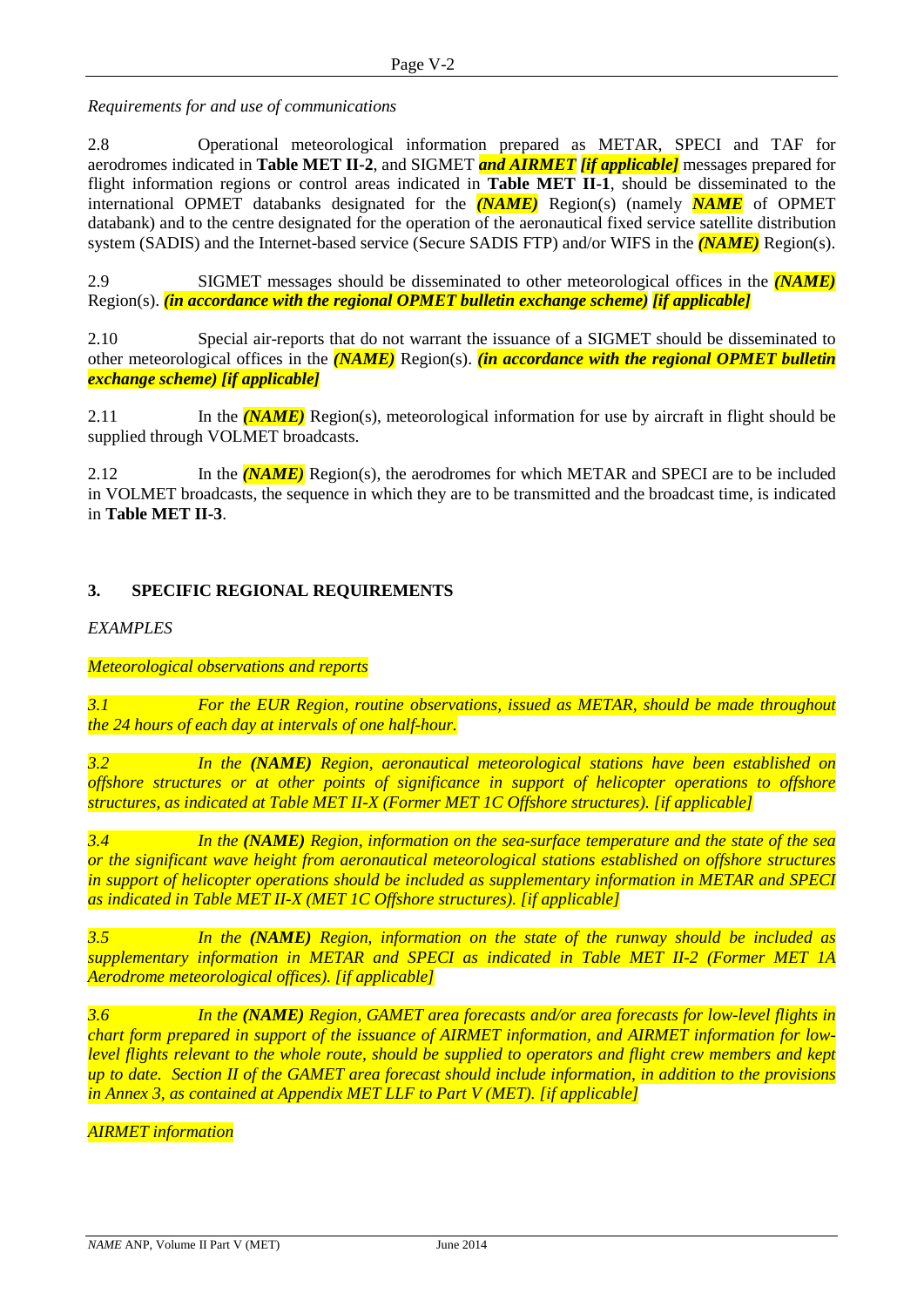*Requirements for and use of communications*

2.8 Operational meteorological information prepared as METAR, SPECI and TAF for aerodromes indicated in **Table MET II-2**, and SIGMET ***and AIRMET*** ***[if applicable]*** messages prepared for flight information regions or control areas indicated in **Table MET II-1**, should be disseminated to the international OPMET databanks designated for the ***(NAME)*** Region(s) (namely ***NAME*** of OPMET databank) and to the centre designated for the operation of the aeronautical fixed service satellite distribution system (SADIS) and the Internet-based service (Secure SADIS FTP) and/or WIFS in the ***(NAME)*** Region(s).

2.9 SIGMET messages should be disseminated to other meteorological offices in the ***(NAME)*** Region(s). ***(in accordance with the regional OPMET bulletin exchange scheme) [if applicable]***

2.10 Special air-reports that do not warrant the issuance of a SIGMET should be disseminated to other meteorological offices in the ***(NAME)*** Region(s). ***(in accordance with the regional OPMET bulletin exchange scheme) [if applicable]***

2.11 In the ***(NAME)*** Region(s), meteorological information for use by aircraft in flight should be supplied through VOLMET broadcasts.

2.12 In the ***(NAME)*** Region(s), the aerodromes for which METAR and SPECI are to be included in VOLMET broadcasts, the sequence in which they are to be transmitted and the broadcast time, is indicated in **Table MET II-3**.

## 3. SPECIFIC REGIONAL REQUIREMENTS

*EXAMPLES*

*Meteorological observations and reports*

*3.1 For the EUR Region, routine observations, issued as METAR, should be made throughout the 24 hours of each day at intervals of one half-hour.*

*3.2 In the **(NAME)** Region, aeronautical meteorological stations have been established on offshore structures or at other points of significance in support of helicopter operations to offshore structures, as indicated at Table MET II-X (Former MET 1C Offshore structures). [if applicable]*

*3.4 In the **(NAME)** Region, information on the sea-surface temperature and the state of the sea or the significant wave height from aeronautical meteorological stations established on offshore structures in support of helicopter operations should be included as supplementary information in METAR and SPECI as indicated in Table MET II-X (MET 1C Offshore structures). [if applicable]*

*3.5 In the **(NAME)** Region, information on the state of the runway should be included as supplementary information in METAR and SPECI as indicated in Table MET II-2 (Former MET 1A Aerodrome meteorological offices). [if applicable]*

*3.6 In the **(NAME)** Region, GAMET area forecasts and/or area forecasts for low-level flights in chart form prepared in support of the issuance of AIRMET information, and AIRMET information for low-level flights relevant to the whole route, should be supplied to operators and flight crew members and kept up to date. Section II of the GAMET area forecast should include information, in addition to the provisions in Annex 3, as contained at Appendix MET LLF to Part V (MET). [if applicable]*

*AIRMET information*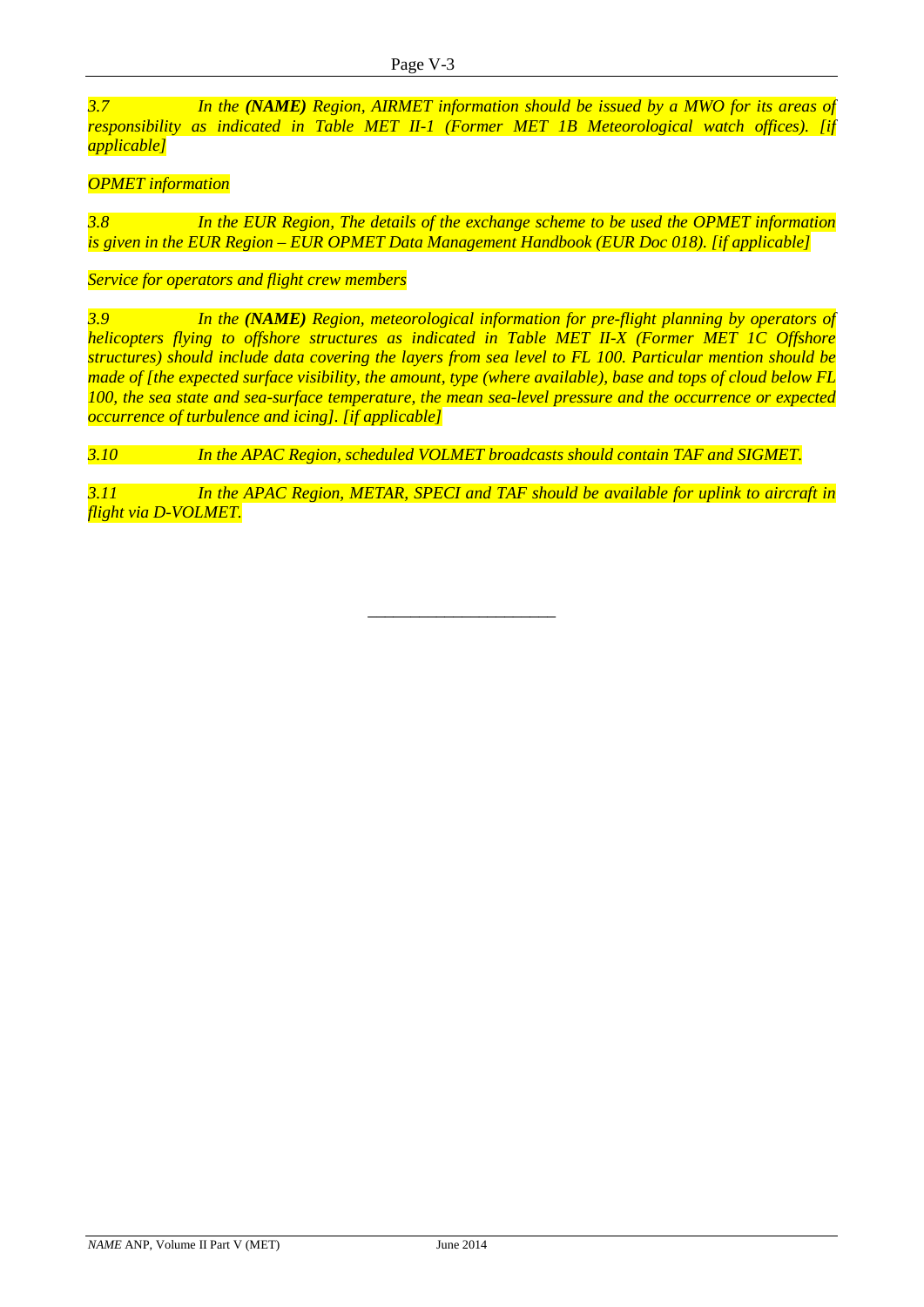*3.7 In the **(NAME)** Region, AIRMET information should be issued by a MWO for its areas of responsibility as indicated in Table MET II-1 (Former MET 1B Meteorological watch offices). [if applicable]*

*OPMET information*

*3.8 In the EUR Region, The details of the exchange scheme to be used the OPMET information is given in the EUR Region – EUR OPMET Data Management Handbook (EUR Doc 018). [if applicable]*

*Service for operators and flight crew members*

*3.9 In the **(NAME)** Region, meteorological information for pre-flight planning by operators of helicopters flying to offshore structures as indicated in Table MET II-X (Former MET 1C Offshore structures) should include data covering the layers from sea level to FL 100. Particular mention should be made of [the expected surface visibility, the amount, type (where available), base and tops of cloud below FL 100, the sea state and sea-surface temperature, the mean sea-level pressure and the occurrence or expected occurrence of turbulence and icing]. [if applicable]*

*3.10 In the APAC Region, scheduled VOLMET broadcasts should contain TAF and SIGMET.*

*3.11 In the APAC Region, METAR, SPECI and TAF should be available for uplink to aircraft in flight via D-VOLMET.*

---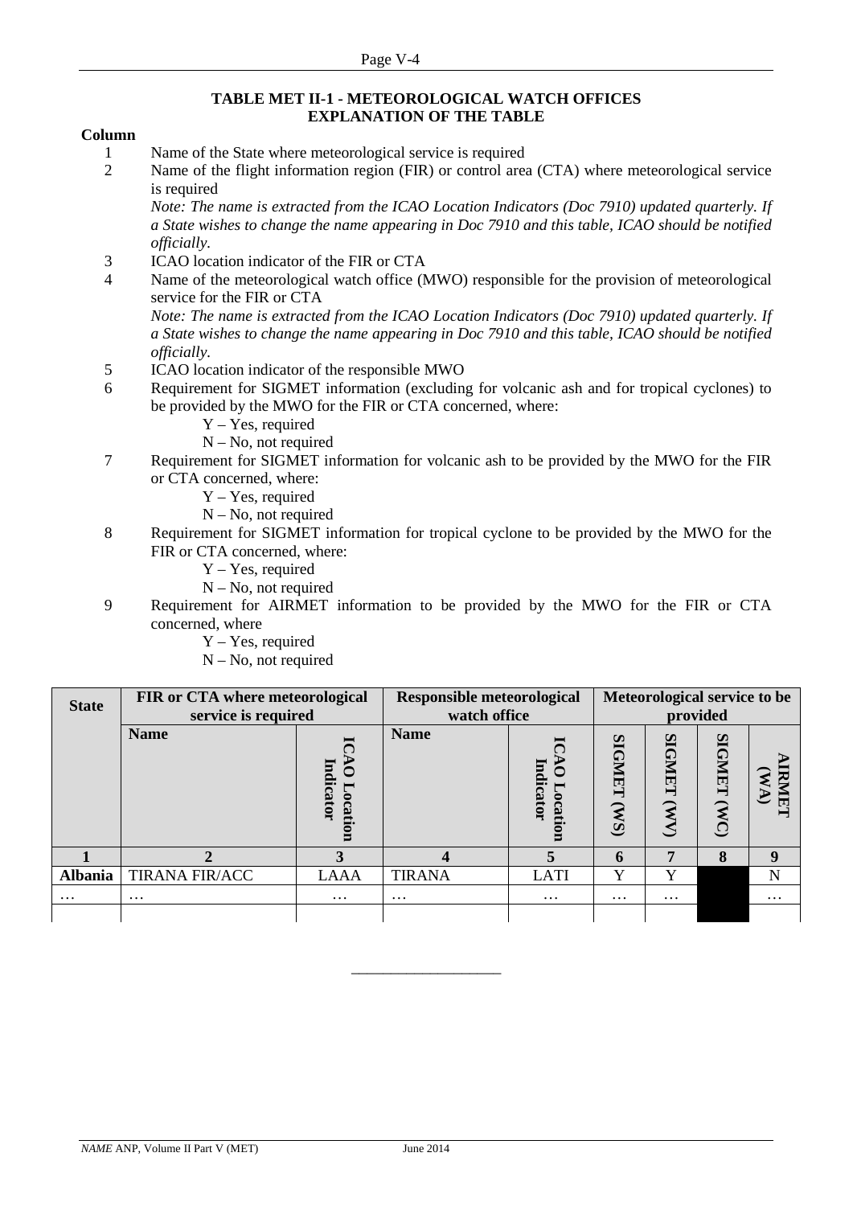**TABLE MET II-1 - METEOROLOGICAL WATCH OFFICES**
**EXPLANATION OF THE TABLE**

**Column**

1. Name of the State where meteorological service is required
2. Name of the flight information region (FIR) or control area (CTA) where meteorological service is required
   *Note: The name is extracted from the ICAO Location Indicators (Doc 7910) updated quarterly. If a State wishes to change the name appearing in Doc 7910 and this table, ICAO should be notified officially.*
3. ICAO location indicator of the FIR or CTA
4. Name of the meteorological watch office (MWO) responsible for the provision of meteorological service for the FIR or CTA
   *Note: The name is extracted from the ICAO Location Indicators (Doc 7910) updated quarterly. If a State wishes to change the name appearing in Doc 7910 and this table, ICAO should be notified officially.*
5. ICAO location indicator of the responsible MWO
6. Requirement for SIGMET information (excluding for volcanic ash and for tropical cyclones) to be provided by the MWO for the FIR or CTA concerned, where:
   Y – Yes, required
   N – No, not required
7. Requirement for SIGMET information for volcanic ash to be provided by the MWO for the FIR or CTA concerned, where:
   Y – Yes, required
   N – No, not required
8. Requirement for SIGMET information for tropical cyclone to be provided by the MWO for the FIR or CTA concerned, where:
   Y – Yes, required
   N – No, not required
9. Requirement for AIRMET information to be provided by the MWO for the FIR or CTA concerned, where
   Y – Yes, required
   N – No, not required

| State | FIR or CTA where meteorological service is required | | Responsible meteorological watch office | | Meteorological service to be provided | | | |
|---|---|---|---|---|---|---|---|---|
| | Name | ICAO Location Indicator | Name | ICAO Location Indicator | SIGMET (WS) | SIGMET (WV) | SIGMET (WC) | AIRMET (WA) |
| **1** | **2** | **3** | **4** | **5** | **6** | **7** | **8** | **9** |
| **Albania** | TIRANA FIR/ACC | LAAA | TIRANA | LATI | Y | Y | | N |
| … | … | … | … | … | … | … | | … |
| | | | | | | | | |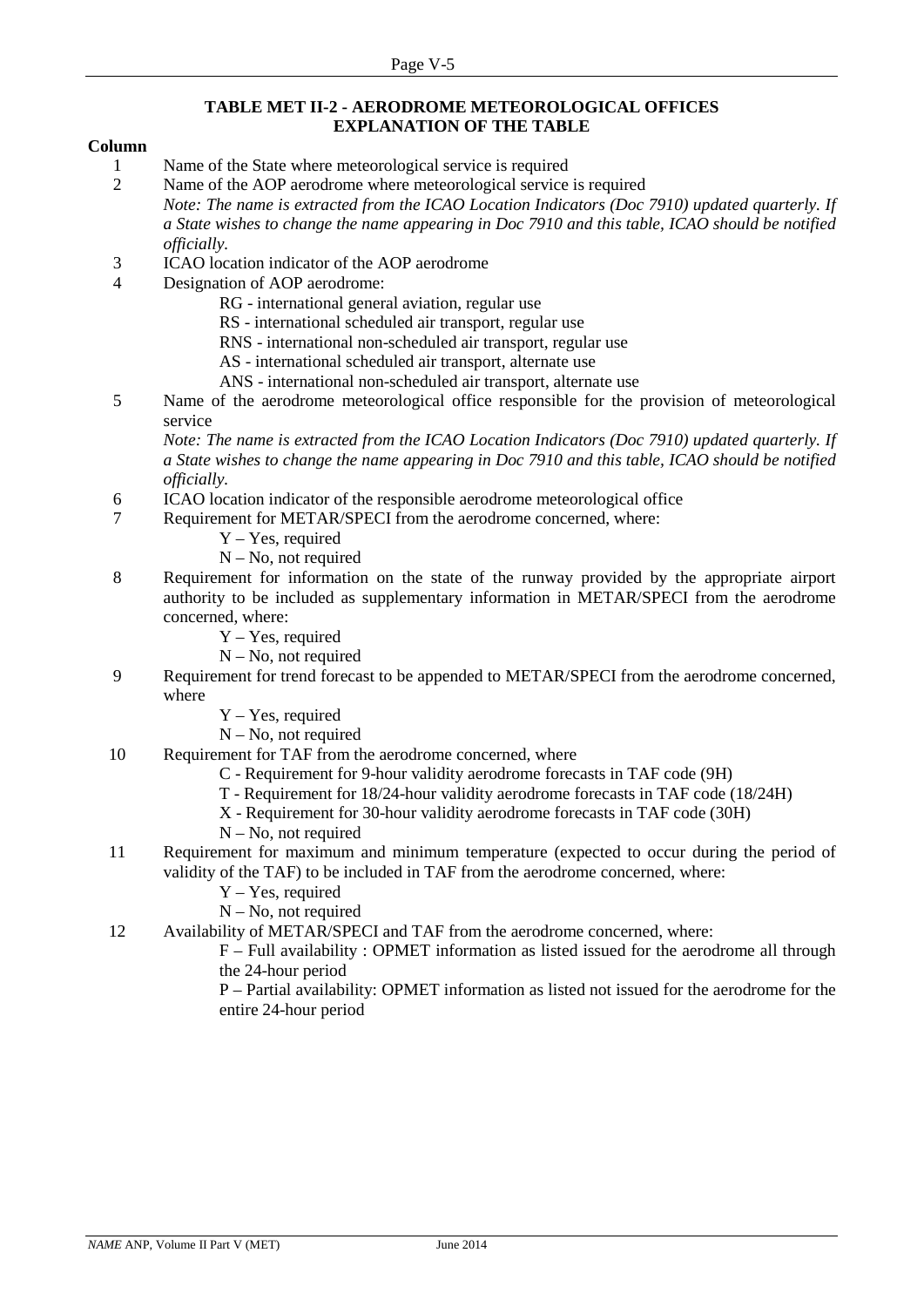## TABLE MET II-2 - AERODROME METEOROLOGICAL OFFICES
## EXPLANATION OF THE TABLE

**Column**

1. Name of the State where meteorological service is required
2. Name of the AOP aerodrome where meteorological service is required
   *Note: The name is extracted from the ICAO Location Indicators (Doc 7910) updated quarterly. If a State wishes to change the name appearing in Doc 7910 and this table, ICAO should be notified officially.*
3. ICAO location indicator of the AOP aerodrome
4. Designation of AOP aerodrome:
   - RG - international general aviation, regular use
   - RS - international scheduled air transport, regular use
   - RNS - international non-scheduled air transport, regular use
   - AS - international scheduled air transport, alternate use
   - ANS - international non-scheduled air transport, alternate use
5. Name of the aerodrome meteorological office responsible for the provision of meteorological service
   *Note: The name is extracted from the ICAO Location Indicators (Doc 7910) updated quarterly. If a State wishes to change the name appearing in Doc 7910 and this table, ICAO should be notified officially.*
6. ICAO location indicator of the responsible aerodrome meteorological office
7. Requirement for METAR/SPECI from the aerodrome concerned, where:
   - Y – Yes, required
   - N – No, not required
8. Requirement for information on the state of the runway provided by the appropriate airport authority to be included as supplementary information in METAR/SPECI from the aerodrome concerned, where:
   - Y – Yes, required
   - N – No, not required
9. Requirement for trend forecast to be appended to METAR/SPECI from the aerodrome concerned, where
   - Y – Yes, required
   - N – No, not required
10. Requirement for TAF from the aerodrome concerned, where
    - C - Requirement for 9-hour validity aerodrome forecasts in TAF code (9H)
    - T - Requirement for 18/24-hour validity aerodrome forecasts in TAF code (18/24H)
    - X - Requirement for 30-hour validity aerodrome forecasts in TAF code (30H)
    - N – No, not required
11. Requirement for maximum and minimum temperature (expected to occur during the period of validity of the TAF) to be included in TAF from the aerodrome concerned, where:
    - Y – Yes, required
    - N – No, not required
12. Availability of METAR/SPECI and TAF from the aerodrome concerned, where:
    - F – Full availability : OPMET information as listed issued for the aerodrome all through the 24-hour period
    - P – Partial availability: OPMET information as listed not issued for the aerodrome for the entire 24-hour period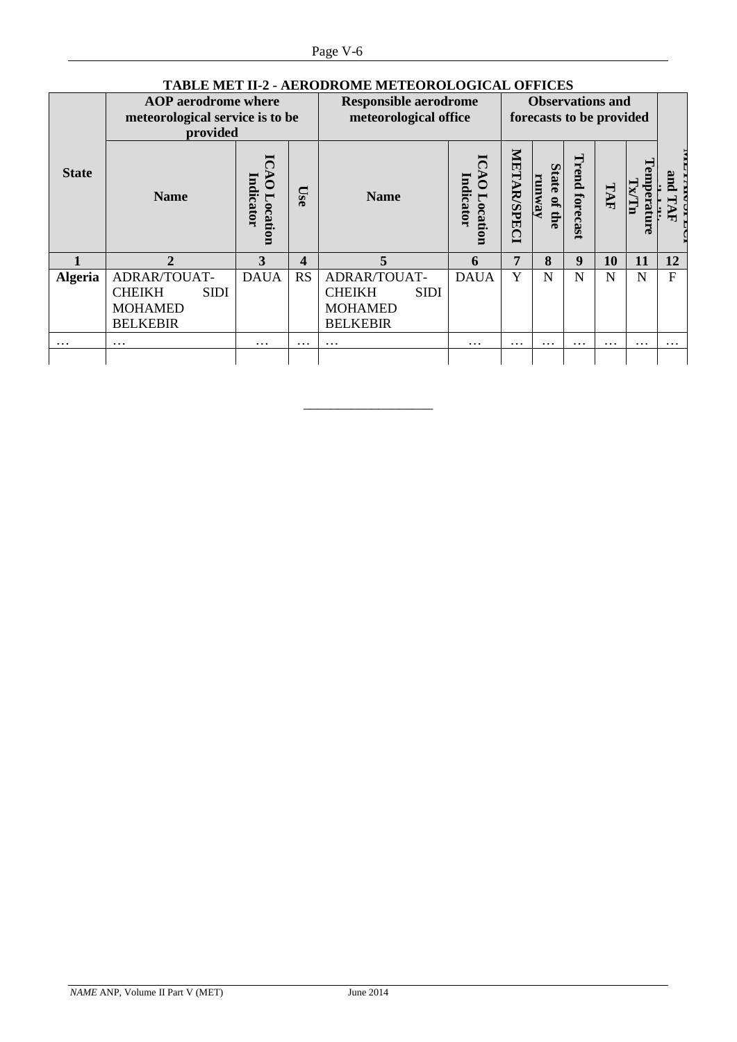**TABLE MET II-2 - AERODROME METEOROLOGICAL OFFICES**

| State | AOP aerodrome where meteorological service is to be provided | | | Responsible aerodrome meteorological office | | Observations and forecasts to be provided | | | | | |
|---|---|---|---|---|---|---|---|---|---|---|---|
| | Name | ICAO Location Indicator | Use | Name | ICAO Location Indicator | METAR/SPECI | State of the runway | Trend forecast | TAF | Temperature Tx/Tn | METAR/SPECI and TAF |
| 1 | 2 | 3 | 4 | 5 | 6 | 7 | 8 | 9 | 10 | 11 | 12 |
| **Algeria** | ADRAR/TOUAT-CHEIKH SIDI MOHAMED BELKEBIR | DAUA | RS | ADRAR/TOUAT-CHEIKH SIDI MOHAMED BELKEBIR | DAUA | Y | N | N | N | N | F |
| … | … | … | … | … | … | … | … | … | … | … | … |
| | | | | | | | | | | | |

_________________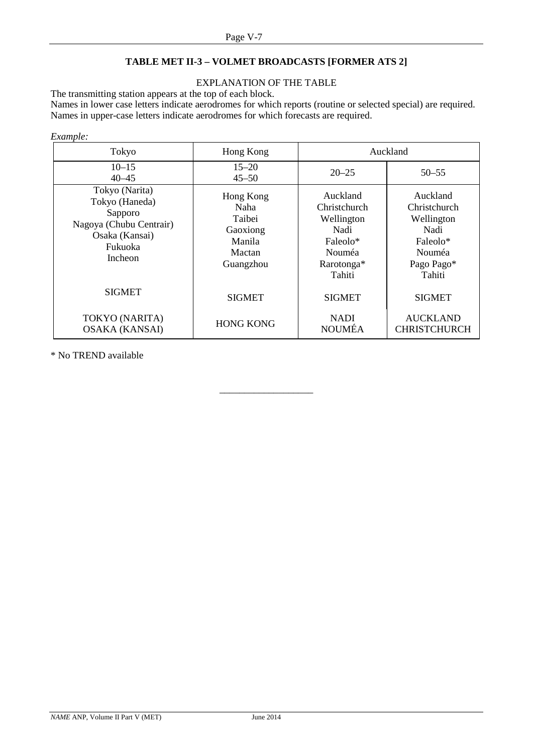## TABLE MET II-3 – VOLMET BROADCASTS [FORMER ATS 2]

EXPLANATION OF THE TABLE

The transmitting station appears at the top of each block.
Names in lower case letters indicate aerodromes for which reports (routine or selected special) are required.
Names in upper-case letters indicate aerodromes for which forecasts are required.

*Example:*

| Tokyo | Hong Kong | Auckland | |
|---|---|---|---|
| 10–15<br>40–45 | 15–20<br>45–50 | 20–25 | 50–55 |
| Tokyo (Narita)<br>Tokyo (Haneda)<br>Sapporo<br>Nagoya (Chubu Centrair)<br>Osaka (Kansai)<br>Fukuoka<br>Incheon | Hong Kong<br>Naha<br>Taibei<br>Gaoxiong<br>Manila<br>Mactan<br>Guangzhou | Auckland<br>Christchurch<br>Wellington<br>Nadi<br>Faleolo*<br>Nouméa<br>Rarotonga*<br>Tahiti | Auckland<br>Christchurch<br>Wellington<br>Nadi<br>Faleolo*<br>Nouméa<br>Pago Pago*<br>Tahiti |
| SIGMET | SIGMET | SIGMET | SIGMET |
| TOKYO (NARITA)<br>OSAKA (KANSAI) | HONG KONG | NADI<br>NOUMÉA | AUCKLAND<br>CHRISTCHURCH |

\* No TREND available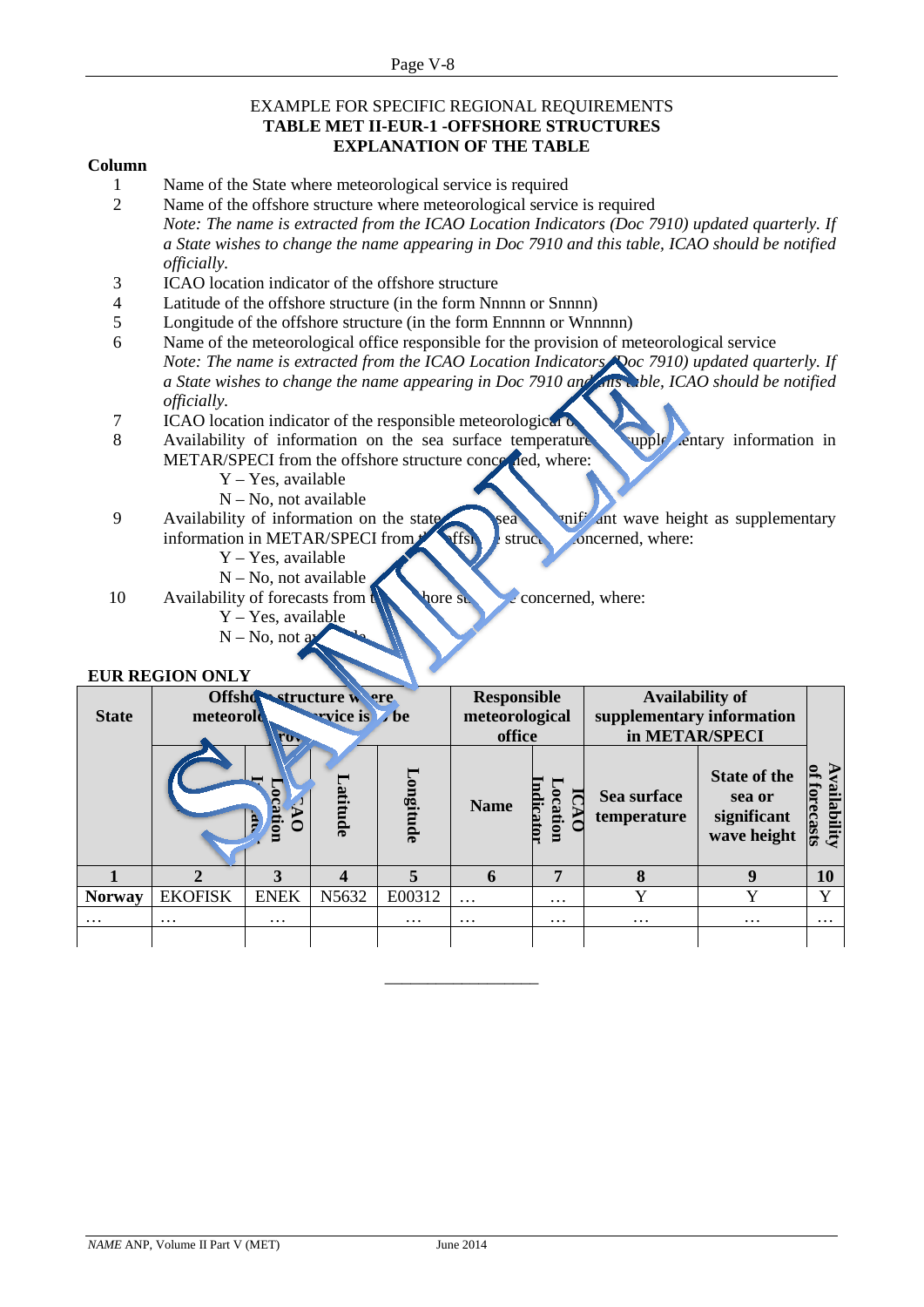EXAMPLE FOR SPECIFIC REGIONAL REQUIREMENTS

**TABLE MET II-EUR-1 -OFFSHORE STRUCTURES**

**EXPLANATION OF THE TABLE**

**Column**

1. Name of the State where meteorological service is required
2. Name of the offshore structure where meteorological service is required
   *Note: The name is extracted from the ICAO Location Indicators (Doc 7910) updated quarterly. If a State wishes to change the name appearing in Doc 7910 and this table, ICAO should be notified officially.*
3. ICAO location indicator of the offshore structure
4. Latitude of the offshore structure (in the form Nnnnn or Snnnn)
5. Longitude of the offshore structure (in the form Ennnnn or Wnnnnn)
6. Name of the meteorological office responsible for the provision of meteorological service
   *Note: The name is extracted from the ICAO Location Indicators (Doc 7910) updated quarterly. If a State wishes to change the name appearing in Doc 7910 and this table, ICAO should be notified officially.*
7. ICAO location indicator of the responsible meteorological office
8. Availability of information on the sea surface temperature as supplementary information in METAR/SPECI from the offshore structure concerned, where:
   - Y – Yes, available
   - N – No, not available
9. Availability of information on the state of the sea or significant wave height as supplementary information in METAR/SPECI from the offshore structure concerned, where:
   - Y – Yes, available
   - N – No, not available
10. Availability of forecasts from the offshore structure concerned, where:
    - Y – Yes, available
    - N – No, not available

**EUR REGION ONLY**

| State | Offshore structure where meteorological service is to be provided | | | | Responsible meteorological office | | Availability of supplementary information in METAR/SPECI | | Availability of forecasts |
|---|---|---|---|---|---|---|---|---|---|
| | Name | ICAO Location Indicator | Latitude | Longitude | Name | ICAO Location Indicator | Sea surface temperature | State of the sea or significant wave height | |
| **1** | **2** | **3** | **4** | **5** | **6** | **7** | **8** | **9** | **10** |
| Norway | EKOFISK | ENEK | N5632 | E00312 | … | … | Y | Y | Y |
| … | … | … | | … | … | … | … | … | … |
| | | | | | | | | | |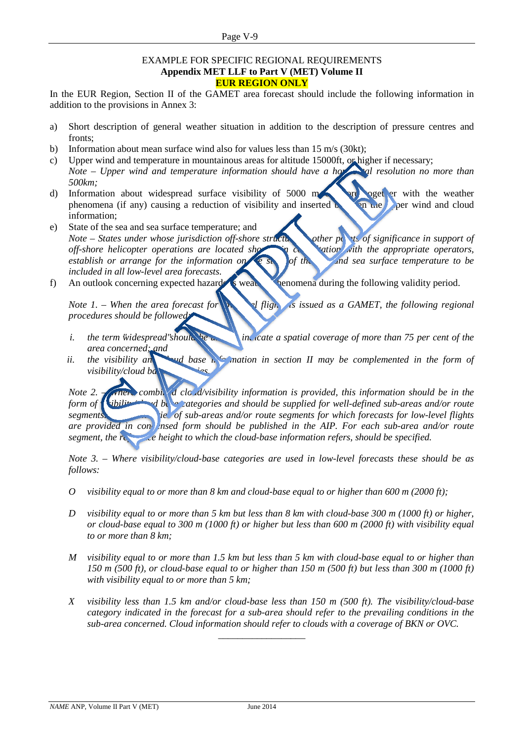EXAMPLE FOR SPECIFIC REGIONAL REQUIREMENTS

**Appendix MET LLF to Part V (MET) Volume II**

**EUR REGION ONLY**

In the EUR Region, Section II of the GAMET area forecast should include the following information in addition to the provisions in Annex 3:

a) Short description of general weather situation in addition to the description of pressure centres and fronts;
b) Information about mean surface wind also for values less than 15 m/s (30kt);
c) Upper wind and temperature in mountainous areas for altitude 15000ft, or higher if necessary;
*Note – Upper wind and temperature information should have a horizontal resolution no more than 500km;*
d) Information about widespread surface visibility of 5000 m or more together with the weather phenomena (if any) causing a reduction of visibility and inserted between the upper wind and cloud information;
e) State of the sea and sea surface temperature; and
*Note – States under whose jurisdiction off-shore structures or other points of significance in support of off-shore helicopter operations are located should, in consultation with the appropriate operators, establish or arrange for the information on the state of the sea and sea surface temperature to be included in all low-level area forecasts.*
f) An outlook concerning expected hazardous weather phenomena during the following validity period.

*Note 1. – When the area forecast for low-level flights is issued as a GAMET, the following regional procedures should be followed:*

*i. the term 'widespread' should be used to indicate a spatial coverage of more than 75 per cent of the area concerned; and*
*ii. the visibility and cloud base information in section II may be complemented in the form of visibility/cloud base categories.*

*Note 2. – When combined cloud/visibility information is provided, this information should be in the form of visibility/cloud base categories and should be supplied for well-defined sub-areas and/or route segments. Boundaries of sub-areas and/or route segments for which forecasts for low-level flights are provided in condensed form should be published in the AIP. For each sub-area and/or route segment, the reference height to which the cloud-base information refers, should be specified.*

*Note 3. – Where visibility/cloud-base categories are used in low-level forecasts these should be as follows:*

*O visibility equal to or more than 8 km and cloud-base equal to or higher than 600 m (2000 ft);*

*D visibility equal to or more than 5 km but less than 8 km with cloud-base 300 m (1000 ft) or higher, or cloud-base equal to 300 m (1000 ft) or higher but less than 600 m (2000 ft) with visibility equal to or more than 8 km;*

*M visibility equal to or more than 1.5 km but less than 5 km with cloud-base equal to or higher than 150 m (500 ft), or cloud-base equal to or higher than 150 m (500 ft) but less than 300 m (1000 ft) with visibility equal to or more than 5 km;*

*X visibility less than 1.5 km and/or cloud-base less than 150 m (500 ft). The visibility/cloud-base category indicated in the forecast for a sub-area should refer to the prevailing conditions in the sub-area concerned. Cloud information should refer to clouds with a coverage of BKN or OVC.*

\_\_\_\_\_\_\_\_\_\_\_\_\_\_\_\_\_\_\_\_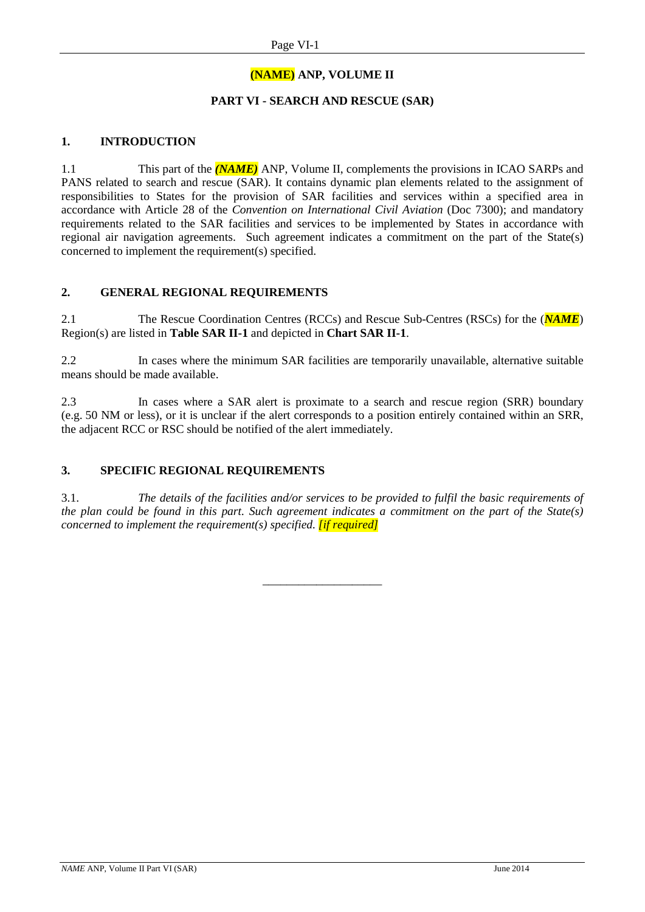# (NAME) ANP, VOLUME II

## PART VI - SEARCH AND RESCUE (SAR)

### 1. INTRODUCTION

1.1 This part of the *(NAME)* ANP, Volume II, complements the provisions in ICAO SARPs and PANS related to search and rescue (SAR). It contains dynamic plan elements related to the assignment of responsibilities to States for the provision of SAR facilities and services within a specified area in accordance with Article 28 of the *Convention on International Civil Aviation* (Doc 7300); and mandatory requirements related to the SAR facilities and services to be implemented by States in accordance with regional air navigation agreements. Such agreement indicates a commitment on the part of the State(s) concerned to implement the requirement(s) specified.

### 2. GENERAL REGIONAL REQUIREMENTS

2.1 The Rescue Coordination Centres (RCCs) and Rescue Sub-Centres (RSCs) for the (***NAME***) Region(s) are listed in **Table SAR II-1** and depicted in **Chart SAR II-1**.

2.2 In cases where the minimum SAR facilities are temporarily unavailable, alternative suitable means should be made available.

2.3 In cases where a SAR alert is proximate to a search and rescue region (SRR) boundary (e.g. 50 NM or less), or it is unclear if the alert corresponds to a position entirely contained within an SRR, the adjacent RCC or RSC should be notified of the alert immediately.

### 3. SPECIFIC REGIONAL REQUIREMENTS

3.1. *The details of the facilities and/or services to be provided to fulfil the basic requirements of the plan could be found in this part. Such agreement indicates a commitment on the part of the State(s) concerned to implement the requirement(s) specified. [if required]*

---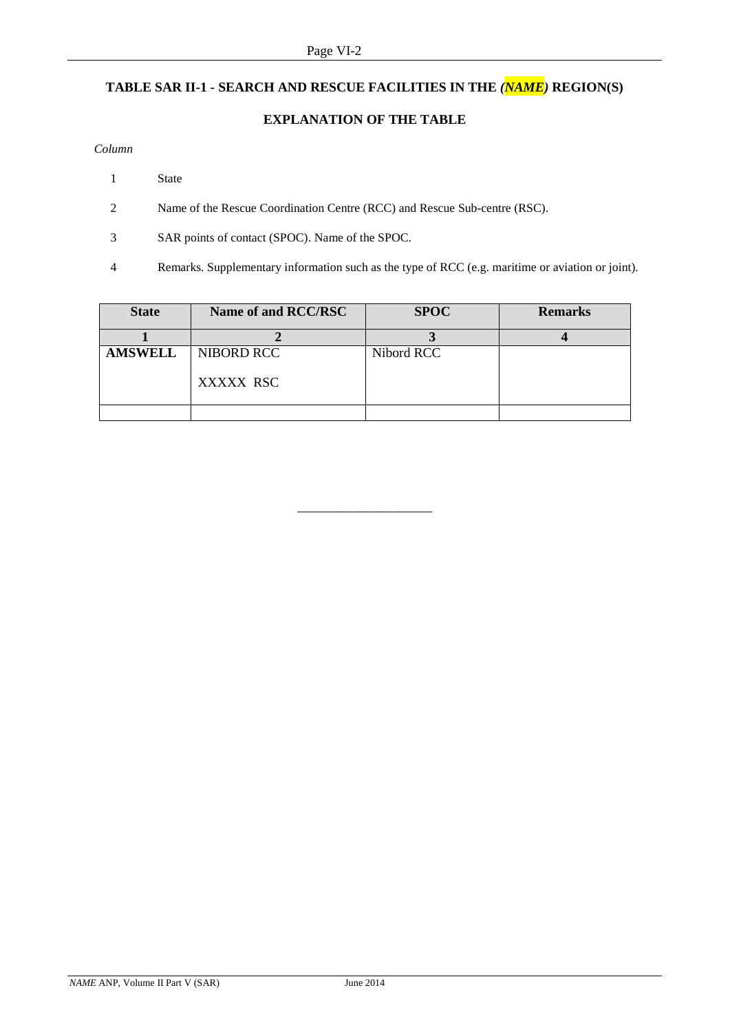## TABLE SAR II-1 - SEARCH AND RESCUE FACILITIES IN THE *(NAME)* REGION(S)

### EXPLANATION OF THE TABLE

*Column*

1 State

2 Name of the Rescue Coordination Centre (RCC) and Rescue Sub-centre (RSC).

3 SAR points of contact (SPOC). Name of the SPOC.

4 Remarks. Supplementary information such as the type of RCC (e.g. maritime or aviation or joint).

| State | Name of and RCC/RSC | SPOC | Remarks |
|---|---|---|---|
| **1** | **2** | **3** | **4** |
| **AMSWELL** | NIBORD RCC<br><br>XXXXX RSC | Nibord RCC | |
| | | | |

______________________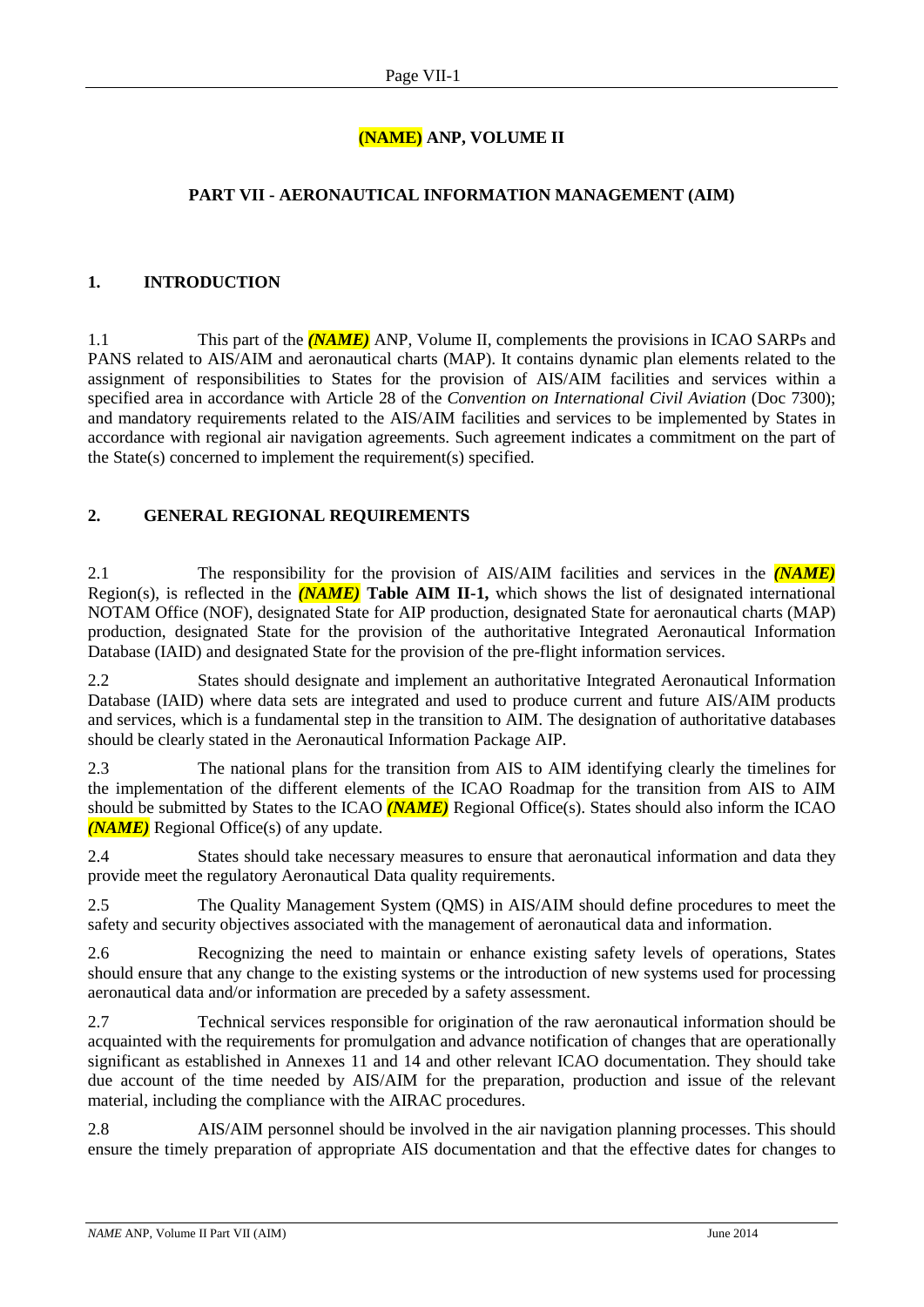# **(NAME)** ANP, VOLUME II

## PART VII - AERONAUTICAL INFORMATION MANAGEMENT (AIM)

### 1. INTRODUCTION

1.1 This part of the ***(NAME)*** ANP, Volume II, complements the provisions in ICAO SARPs and PANS related to AIS/AIM and aeronautical charts (MAP). It contains dynamic plan elements related to the assignment of responsibilities to States for the provision of AIS/AIM facilities and services within a specified area in accordance with Article 28 of the *Convention on International Civil Aviation* (Doc 7300); and mandatory requirements related to the AIS/AIM facilities and services to be implemented by States in accordance with regional air navigation agreements. Such agreement indicates a commitment on the part of the State(s) concerned to implement the requirement(s) specified.

### 2. GENERAL REGIONAL REQUIREMENTS

2.1 The responsibility for the provision of AIS/AIM facilities and services in the ***(NAME)*** Region(s), is reflected in the ***(NAME)*** **Table AIM II-1,** which shows the list of designated international NOTAM Office (NOF), designated State for AIP production, designated State for aeronautical charts (MAP) production, designated State for the provision of the authoritative Integrated Aeronautical Information Database (IAID) and designated State for the provision of the pre-flight information services.

2.2 States should designate and implement an authoritative Integrated Aeronautical Information Database (IAID) where data sets are integrated and used to produce current and future AIS/AIM products and services, which is a fundamental step in the transition to AIM. The designation of authoritative databases should be clearly stated in the Aeronautical Information Package AIP.

2.3 The national plans for the transition from AIS to AIM identifying clearly the timelines for the implementation of the different elements of the ICAO Roadmap for the transition from AIS to AIM should be submitted by States to the ICAO ***(NAME)*** Regional Office(s). States should also inform the ICAO ***(NAME)*** Regional Office(s) of any update.

2.4 States should take necessary measures to ensure that aeronautical information and data they provide meet the regulatory Aeronautical Data quality requirements.

2.5 The Quality Management System (QMS) in AIS/AIM should define procedures to meet the safety and security objectives associated with the management of aeronautical data and information.

2.6 Recognizing the need to maintain or enhance existing safety levels of operations, States should ensure that any change to the existing systems or the introduction of new systems used for processing aeronautical data and/or information are preceded by a safety assessment.

2.7 Technical services responsible for origination of the raw aeronautical information should be acquainted with the requirements for promulgation and advance notification of changes that are operationally significant as established in Annexes 11 and 14 and other relevant ICAO documentation. They should take due account of the time needed by AIS/AIM for the preparation, production and issue of the relevant material, including the compliance with the AIRAC procedures.

2.8 AIS/AIM personnel should be involved in the air navigation planning processes. This should ensure the timely preparation of appropriate AIS documentation and that the effective dates for changes to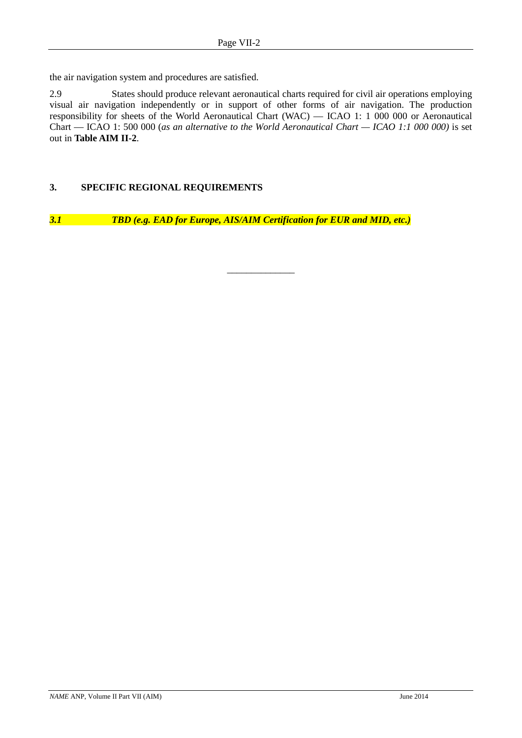the air navigation system and procedures are satisfied.

2.9 States should produce relevant aeronautical charts required for civil air operations employing visual air navigation independently or in support of other forms of air navigation. The production responsibility for sheets of the World Aeronautical Chart (WAC) — ICAO 1: 1 000 000 or Aeronautical Chart — ICAO 1: 500 000 (*as an alternative to the World Aeronautical Chart — ICAO 1:1 000 000)* is set out in **Table AIM II-2**.

## 3. SPECIFIC REGIONAL REQUIREMENTS

***3.1 TBD (e.g. EAD for Europe, AIS/AIM Certification for EUR and MID, etc.)***

_______________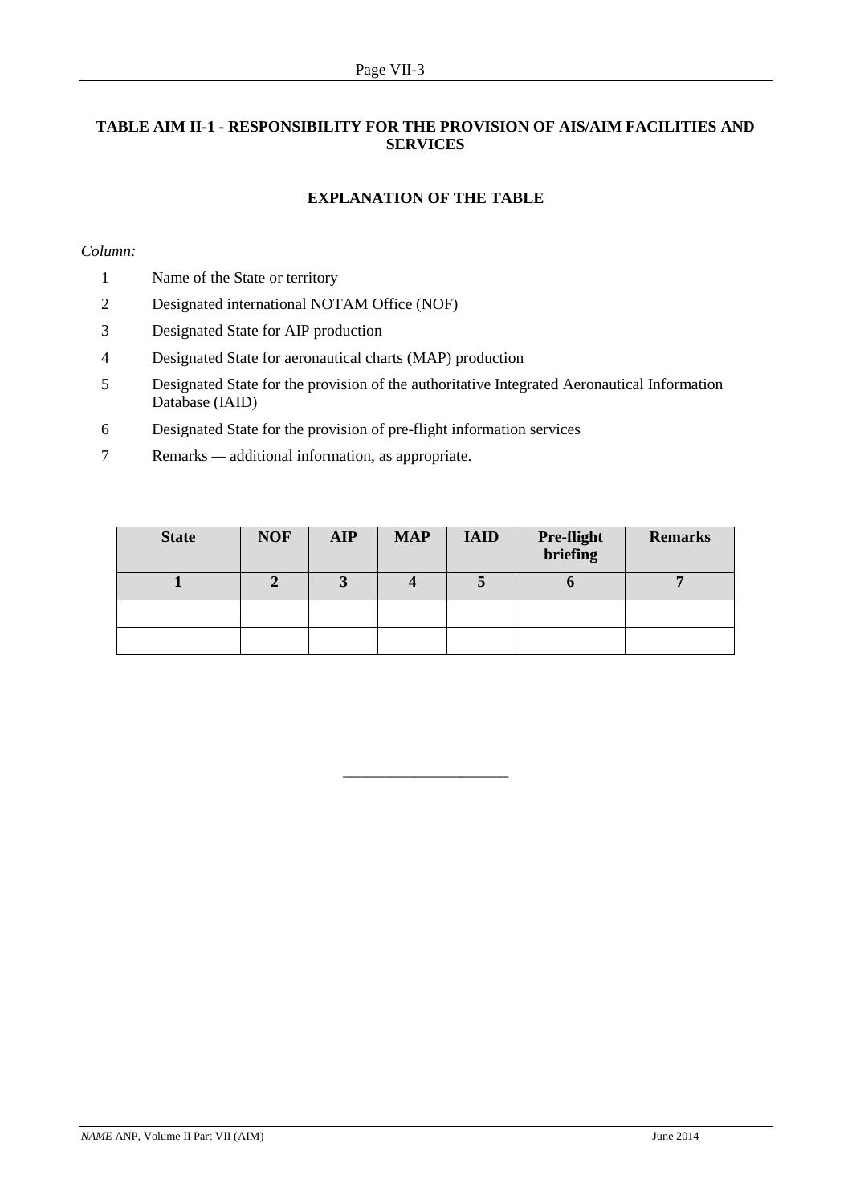## TABLE AIM II-1 - RESPONSIBILITY FOR THE PROVISION OF AIS/AIM FACILITIES AND SERVICES

### EXPLANATION OF THE TABLE

*Column:*

1. Name of the State or territory
2. Designated international NOTAM Office (NOF)
3. Designated State for AIP production
4. Designated State for aeronautical charts (MAP) production
5. Designated State for the provision of the authoritative Integrated Aeronautical Information Database (IAID)
6. Designated State for the provision of pre-flight information services
7. Remarks — additional information, as appropriate.

| State | NOF | AIP | MAP | IAID | Pre-flight briefing | Remarks |
|---|---|---|---|---|---|---|
| 1 | 2 | 3 | 4 | 5 | 6 | 7 |
| | | | | | | |
| | | | | | | |

---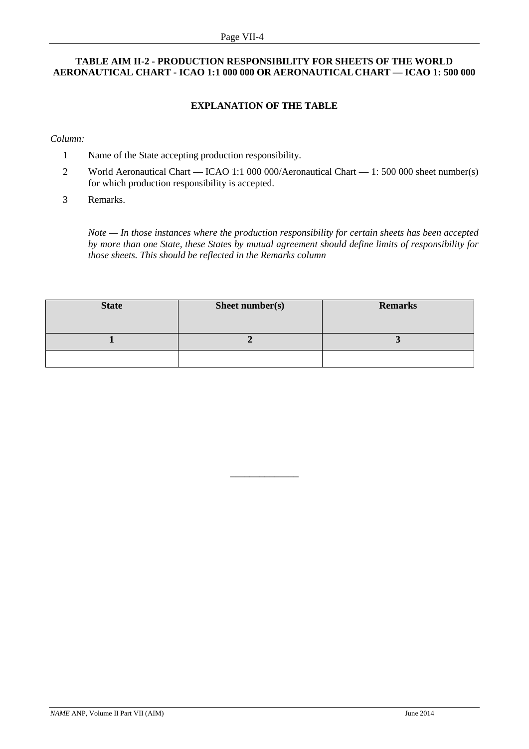## TABLE AIM II-2 - PRODUCTION RESPONSIBILITY FOR SHEETS OF THE WORLD AERONAUTICAL CHART - ICAO 1:1 000 000 OR AERONAUTICAL CHART — ICAO 1: 500 000

### EXPLANATION OF THE TABLE

*Column:*

1 Name of the State accepting production responsibility.

2 World Aeronautical Chart — ICAO 1:1 000 000/Aeronautical Chart — 1: 500 000 sheet number(s) for which production responsibility is accepted.

3 Remarks.

*Note — In those instances where the production responsibility for certain sheets has been accepted by more than one State, these States by mutual agreement should define limits of responsibility for those sheets. This should be reflected in the Remarks column*

| State | Sheet number(s) | Remarks |
|---|---|---|
| 1 | 2 | 3 |
| | | |

_______________